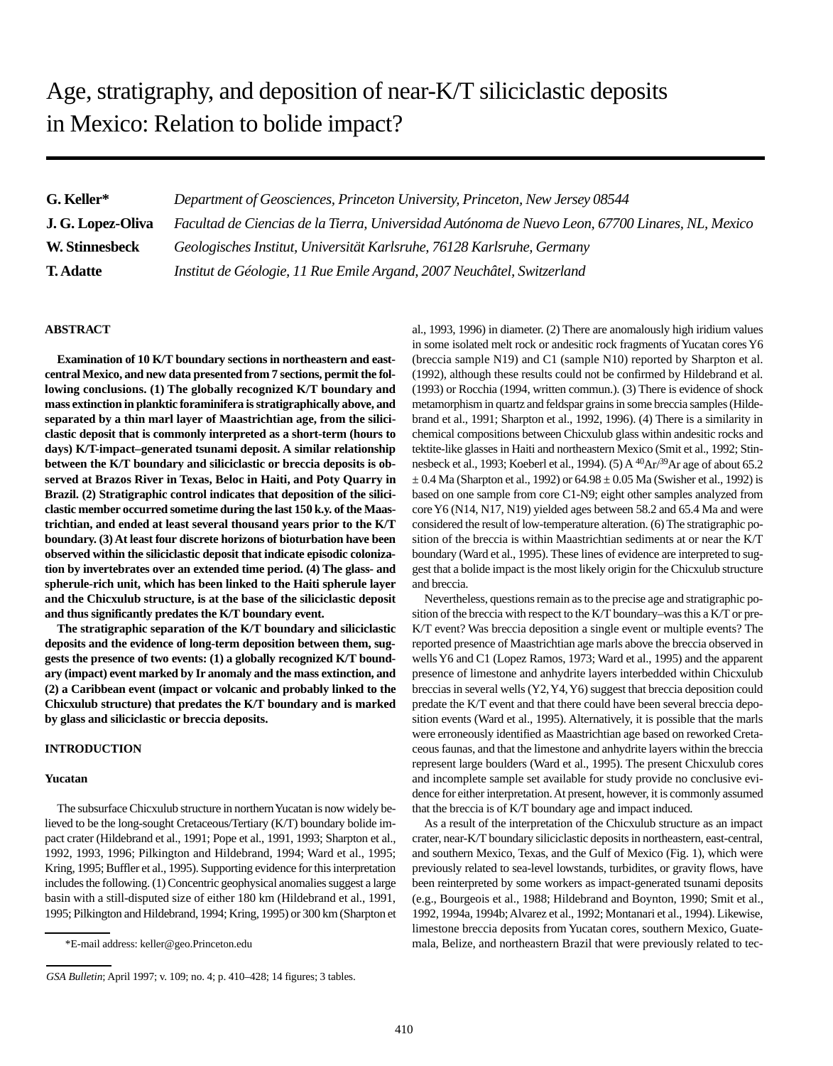# Age, stratigraphy, and deposition of near-K/T siliciclastic deposits in Mexico: Relation to bolide impact?

**G. Keller*** *Department of Geosciences, Princeton University, Princeton, New Jersey 08544*

**J. G. Lopez-Oliva** *Facultad de Ciencias de la Tierra, Universidad Autónoma de Nuevo Leon, 67700 Linares, NL, Mexico*

**W. Stinnesbeck** *Geologisches Institut, Universität Karlsruhe, 76128 Karlsruhe, Germany*

**T. Adatte** *Institut de Géologie, 11 Rue Emile Argand, 2007 Neuchâtel, Switzerland*

## ABSTRACT

**Examination of 10 K/T boundary sections in northeastern and east-central Mexico, and new data presented from 7 sections, permit the following conclusions. (1) The globally recognized K/T boundary and mass extinction in planktic foraminifera is stratigraphically above, and separated by a thin marl layer of Maastrichtian age, from the siliciclastic deposit that is commonly interpreted as a short-term (hours to days) K/T-impact–generated tsunami deposit. A similar relationship between the K/T boundary and siliciclastic or breccia deposits is observed at Brazos River in Texas, Beloc in Haiti, and Poty Quarry in Brazil. (2) Stratigraphic control indicates that deposition of the siliciclastic member occurred sometime during the last 150 k.y. of the Maastrichtian, and ended at least several thousand years prior to the K/T boundary. (3) At least four discrete horizons of bioturbation have been observed within the siliciclastic deposit that indicate episodic colonization by invertebrates over an extended time period. (4) The glass- and spherule-rich unit, which has been linked to the Haiti spherule layer and the Chicxulub structure, is at the base of the siliciclastic deposit and thus significantly predates the K/T boundary event.**

**The stratigraphic separation of the K/T boundary and siliciclastic deposits and the evidence of long-term deposition between them, suggests the presence of two events: (1) a globally recognized K/T boundary (impact) event marked by Ir anomaly and the mass extinction, and (2) a Caribbean event (impact or volcanic and probably linked to the Chicxulub structure) that predates the K/T boundary and is marked by glass and siliciclastic or breccia deposits.**

## INTRODUCTION

### Yucatan

The subsurface Chicxulub structure in northern Yucatan is now widely believed to be the long-sought Cretaceous/Tertiary (K/T) boundary bolide impact crater (Hildebrand et al., 1991; Pope et al., 1991, 1993; Sharpton et al., 1992, 1993, 1996; Pilkington and Hildebrand, 1994; Ward et al., 1995; Kring, 1995; Buffler et al., 1995). Supporting evidence for this interpretation includes the following. (1) Concentric geophysical anomalies suggest a large basin with a still-disputed size of either 180 km (Hildebrand et al., 1991, 1995; Pilkington and Hildebrand, 1994; Kring, 1995) or 300 km (Sharpton et al., 1993, 1996) in diameter. (2) There are anomalously high iridium values in some isolated melt rock or andesitic rock fragments of Yucatan cores Y6 (breccia sample N19) and C1 (sample N10) reported by Sharpton et al. (1992), although these results could not be confirmed by Hildebrand et al. (1993) or Rocchia (1994, written commun.). (3) There is evidence of shock metamorphism in quartz and feldspar grains in some breccia samples (Hildebrand et al., 1991; Sharpton et al., 1992, 1996). (4) There is a similarity in chemical compositions between Chicxulub glass within andesitic rocks and tektite-like glasses in Haiti and northeastern Mexico (Smit et al., 1992; Stinnesbeck et al., 1993; Koeberl et al., 1994). (5) A $^{40}Ar/^{39}Ar$ age of about 65.2 ± 0.4 Ma (Sharpton et al., 1992) or 64.98 ± 0.05 Ma (Swisher et al., 1992) is based on one sample from core C1-N9; eight other samples analyzed from core Y6 (N14, N17, N19) yielded ages between 58.2 and 65.4 Ma and were considered the result of low-temperature alteration. (6) The stratigraphic position of the breccia is within Maastrichtian sediments at or near the K/T boundary (Ward et al., 1995). These lines of evidence are interpreted to suggest that a bolide impact is the most likely origin for the Chicxulub structure and breccia.

Nevertheless, questions remain as to the precise age and stratigraphic position of the breccia with respect to the K/T boundary–was this a K/T or pre-K/T event? Was breccia deposition a single event or multiple events? The reported presence of Maastrichtian age marls above the breccia observed in wells Y6 and C1 (Lopez Ramos, 1973; Ward et al., 1995) and the apparent presence of limestone and anhydrite layers interbedded within Chicxulub breccias in several wells (Y2, Y4, Y6) suggest that breccia deposition could predate the K/T event and that there could have been several breccia deposition events (Ward et al., 1995). Alternatively, it is possible that the marls were erroneously identified as Maastrichtian age based on reworked Cretaceous faunas, and that the limestone and anhydrite layers within the breccia represent large boulders (Ward et al., 1995). The present Chicxulub cores and incomplete sample set available for study provide no conclusive evidence for either interpretation. At present, however, it is commonly assumed that the breccia is of K/T boundary age and impact induced.

As a result of the interpretation of the Chicxulub structure as an impact crater, near-K/T boundary siliciclastic deposits in northeastern, east-central, and southern Mexico, Texas, and the Gulf of Mexico (Fig. 1), which were previously related to sea-level lowstands, turbidites, or gravity flows, have been reinterpreted by some workers as impact-generated tsunami deposits (e.g., Bourgeois et al., 1988; Hildebrand and Boynton, 1990; Smit et al., 1992, 1994a, 1994b; Alvarez et al., 1992; Montanari et al., 1994). Likewise, limestone breccia deposits from Yucatan cores, southern Mexico, Guatemala, Belize, and northeastern Brazil that were previously related to tec-

*E-mail address: keller@geo.Princeton.edu

*GSA Bulletin*; April 1997; v. 109; no. 4; p. 410–428; 14 figures; 3 tables.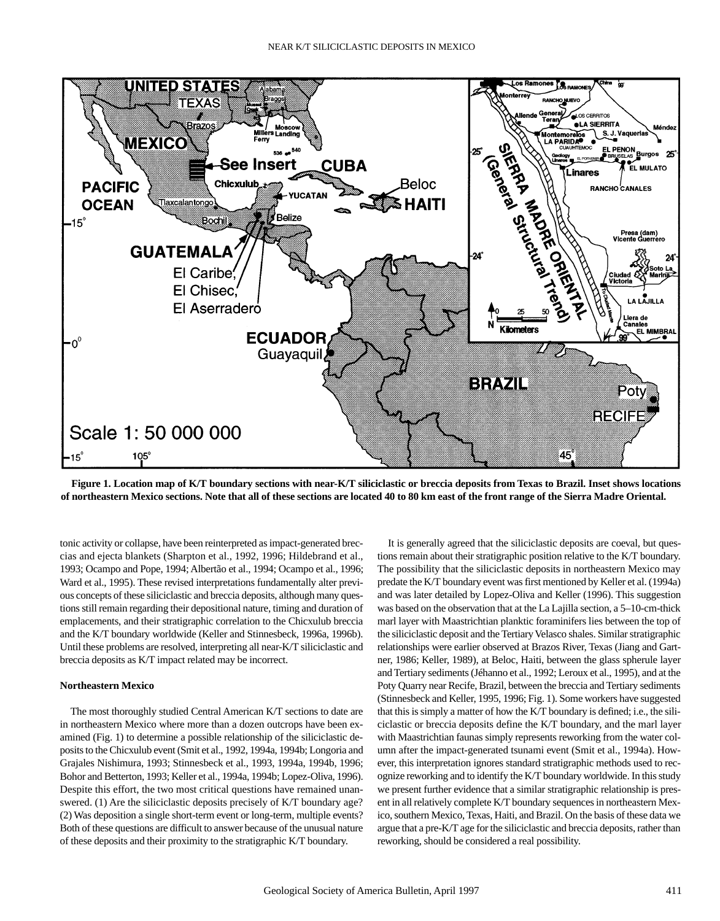**Figure 1. Location map of K/T boundary sections with near-K/T siliciclastic or breccia deposits from Texas to Brazil. Inset shows locations of northeastern Mexico sections. Note that all of these sections are located 40 to 80 km east of the front range of the Sierra Madre Oriental.**

tonic activity or collapse, have been reinterpreted as impact-generated breccias and ejecta blankets (Sharpton et al., 1992, 1996; Hildebrand et al., 1993; Ocampo and Pope, 1994; Albertão et al., 1994; Ocampo et al., 1996; Ward et al., 1995). These revised interpretations fundamentally alter previous concepts of these siliciclastic and breccia deposits, although many questions still remain regarding their depositional nature, timing and duration of emplacements, and their stratigraphic correlation to the Chicxulub breccia and the K/T boundary worldwide (Keller and Stinnesbeck, 1996a, 1996b). Until these problems are resolved, interpreting all near-K/T siliciclastic and breccia deposits as K/T impact related may be incorrect.

**Northeastern Mexico**

The most thoroughly studied Central American K/T sections to date are in northeastern Mexico where more than a dozen outcrops have been examined (Fig. 1) to determine a possible relationship of the siliciclastic deposits to the Chicxulub event (Smit et al., 1992, 1994a, 1994b; Longoria and Grajales Nishimura, 1993; Stinnesbeck et al., 1993, 1994a, 1994b, 1996; Bohor and Betterton, 1993; Keller et al., 1994a, 1994b; Lopez-Oliva, 1996). Despite this effort, the two most critical questions have remained unanswered. (1) Are the siliciclastic deposits precisely of K/T boundary age? (2) Was deposition a single short-term event or long-term, multiple events? Both of these questions are difficult to answer because of the unusual nature of these deposits and their proximity to the stratigraphic K/T boundary.

It is generally agreed that the siliciclastic deposits are coeval, but questions remain about their stratigraphic position relative to the K/T boundary. The possibility that the siliciclastic deposits in northeastern Mexico may predate the K/T boundary event was first mentioned by Keller et al. (1994a) and was later detailed by Lopez-Oliva and Keller (1996). This suggestion was based on the observation that at the La Lajilla section, a 5–10-cm-thick marl layer with Maastrichtian planktic foraminifers lies between the top of the siliciclastic deposit and the Tertiary Velasco shales. Similar stratigraphic relationships were earlier observed at Brazos River, Texas (Jiang and Gartner, 1986; Keller, 1989), at Beloc, Haiti, between the glass spherule layer and Tertiary sediments (Jéhanno et al., 1992; Leroux et al., 1995), and at the Poty Quarry near Recife, Brazil, between the breccia and Tertiary sediments (Stinnesbeck and Keller, 1995, 1996; Fig. 1). Some workers have suggested that this is simply a matter of how the K/T boundary is defined; i.e., the siliciclastic or breccia deposits define the K/T boundary, and the marl layer with Maastrichtian faunas simply represents reworking from the water column after the impact-generated tsunami event (Smit et al., 1994a). However, this interpretation ignores standard stratigraphic methods used to recognize reworking and to identify the K/T boundary worldwide. In this study we present further evidence that a similar stratigraphic relationship is present in all relatively complete K/T boundary sequences in northeastern Mexico, southern Mexico, Texas, Haiti, and Brazil. On the basis of these data we argue that a pre-K/T age for the siliciclastic and breccia deposits, rather than reworking, should be considered a real possibility.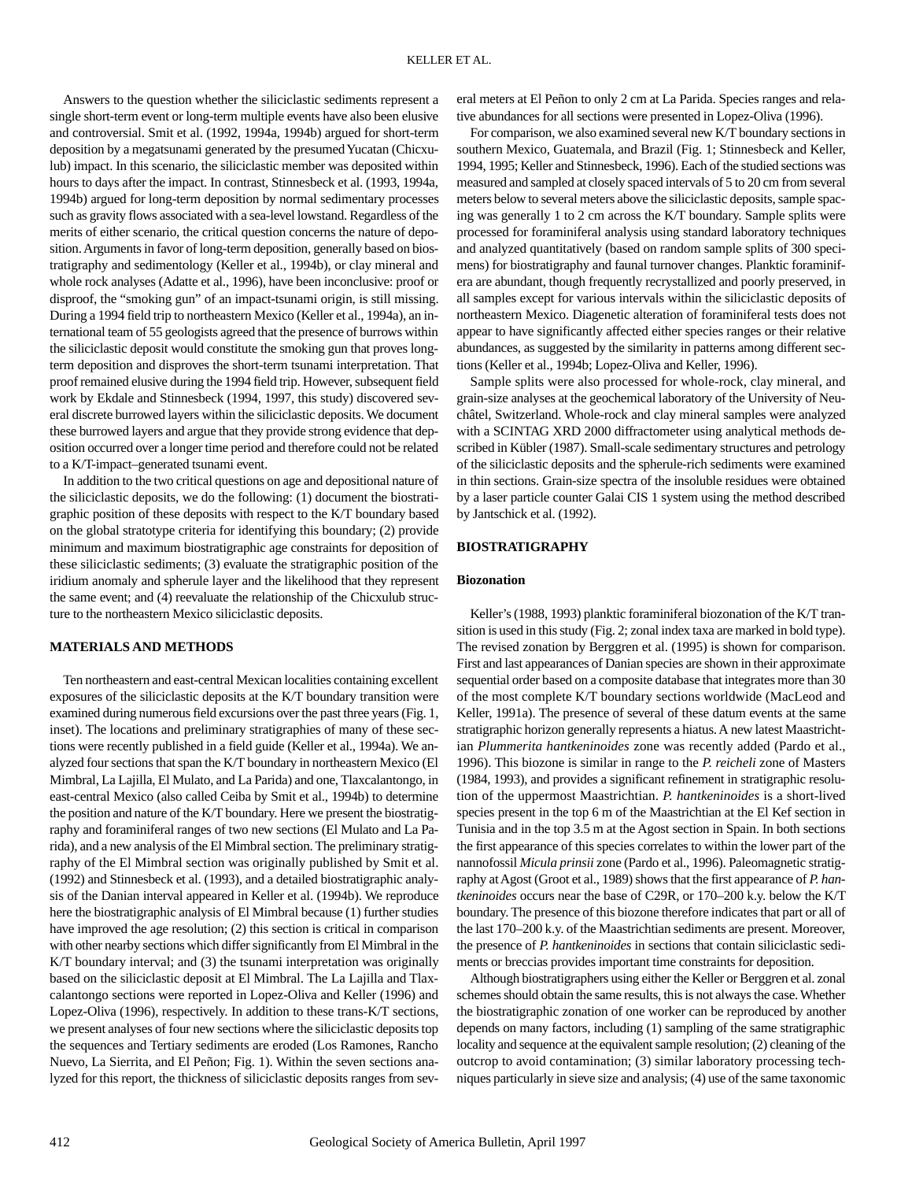Answers to the question whether the siliciclastic sediments represent a single short-term event or long-term multiple events have also been elusive and controversial. Smit et al. (1992, 1994a, 1994b) argued for short-term deposition by a megatsunami generated by the presumed Yucatan (Chicxulub) impact. In this scenario, the siliciclastic member was deposited within hours to days after the impact. In contrast, Stinnesbeck et al. (1993, 1994a, 1994b) argued for long-term deposition by normal sedimentary processes such as gravity flows associated with a sea-level lowstand. Regardless of the merits of either scenario, the critical question concerns the nature of deposition. Arguments in favor of long-term deposition, generally based on biostratigraphy and sedimentology (Keller et al., 1994b), or clay mineral and whole rock analyses (Adatte et al., 1996), have been inconclusive: proof or disproof, the "smoking gun" of an impact-tsunami origin, is still missing. During a 1994 field trip to northeastern Mexico (Keller et al., 1994a), an international team of 55 geologists agreed that the presence of burrows within the siliciclastic deposit would constitute the smoking gun that proves long-term deposition and disproves the short-term tsunami interpretation. That proof remained elusive during the 1994 field trip. However, subsequent field work by Ekdale and Stinnesbeck (1994, 1997, this study) discovered several discrete burrowed layers within the siliciclastic deposits. We document these burrowed layers and argue that they provide strong evidence that deposition occurred over a longer time period and therefore could not be related to a K/T-impact–generated tsunami event.

In addition to the two critical questions on age and depositional nature of the siliciclastic deposits, we do the following: (1) document the biostratigraphic position of these deposits with respect to the K/T boundary based on the global stratotype criteria for identifying this boundary; (2) provide minimum and maximum biostratigraphic age constraints for deposition of these siliciclastic sediments; (3) evaluate the stratigraphic position of the iridium anomaly and spherule layer and the likelihood that they represent the same event; and (4) reevaluate the relationship of the Chicxulub structure to the northeastern Mexico siliciclastic deposits.

## MATERIALS AND METHODS

Ten northeastern and east-central Mexican localities containing excellent exposures of the siliciclastic deposits at the K/T boundary transition were examined during numerous field excursions over the past three years (Fig. 1, inset). The locations and preliminary stratigraphies of many of these sections were recently published in a field guide (Keller et al., 1994a). We analyzed four sections that span the K/T boundary in northeastern Mexico (El Mimbral, La Lajilla, El Mulato, and La Parida) and one, Tlaxcalantongo, in east-central Mexico (also called Ceiba by Smit et al., 1994b) to determine the position and nature of the K/T boundary. Here we present the biostratigraphy and foraminiferal ranges of two new sections (El Mulato and La Parida), and a new analysis of the El Mimbral section. The preliminary stratigraphy of the El Mimbral section was originally published by Smit et al. (1992) and Stinnesbeck et al. (1993), and a detailed biostratigraphic analysis of the Danian interval appeared in Keller et al. (1994b). We reproduce here the biostratigraphic analysis of El Mimbral because (1) further studies have improved the age resolution; (2) this section is critical in comparison with other nearby sections which differ significantly from El Mimbral in the K/T boundary interval; and (3) the tsunami interpretation was originally based on the siliciclastic deposit at El Mimbral. The La Lajilla and Tlaxcalantongo sections were reported in Lopez-Oliva and Keller (1996) and Lopez-Oliva (1996), respectively. In addition to these trans-K/T sections, we present analyses of four new sections where the siliciclastic deposits top the sequences and Tertiary sediments are eroded (Los Ramones, Rancho Nuevo, La Sierrita, and El Peñon; Fig. 1). Within the seven sections analyzed for this report, the thickness of siliciclastic deposits ranges from several meters at El Peñon to only 2 cm at La Parida. Species ranges and relative abundances for all sections were presented in Lopez-Oliva (1996).

For comparison, we also examined several new K/T boundary sections in southern Mexico, Guatemala, and Brazil (Fig. 1; Stinnesbeck and Keller, 1994, 1995; Keller and Stinnesbeck, 1996). Each of the studied sections was measured and sampled at closely spaced intervals of 5 to 20 cm from several meters below to several meters above the siliciclastic deposits, sample spacing was generally 1 to 2 cm across the K/T boundary. Sample splits were processed for foraminiferal analysis using standard laboratory techniques and analyzed quantitatively (based on random sample splits of 300 specimens) for biostratigraphy and faunal turnover changes. Planktic foraminifera are abundant, though frequently recrystallized and poorly preserved, in all samples except for various intervals within the siliciclastic deposits of northeastern Mexico. Diagenetic alteration of foraminiferal tests does not appear to have significantly affected either species ranges or their relative abundances, as suggested by the similarity in patterns among different sections (Keller et al., 1994b; Lopez-Oliva and Keller, 1996).

Sample splits were also processed for whole-rock, clay mineral, and grain-size analyses at the geochemical laboratory of the University of Neuchâtel, Switzerland. Whole-rock and clay mineral samples were analyzed with a SCINTAG XRD 2000 diffractometer using analytical methods described in Kübler (1987). Small-scale sedimentary structures and petrology of the siliciclastic deposits and the spherule-rich sediments were examined in thin sections. Grain-size spectra of the insoluble residues were obtained by a laser particle counter Galai CIS 1 system using the method described by Jantschick et al. (1992).

## BIOSTRATIGRAPHY

### Biozonation

Keller's (1988, 1993) planktic foraminiferal biozonation of the K/T transition is used in this study (Fig. 2; zonal index taxa are marked in bold type). The revised zonation by Berggren et al. (1995) is shown for comparison. First and last appearances of Danian species are shown in their approximate sequential order based on a composite database that integrates more than 30 of the most complete K/T boundary sections worldwide (MacLeod and Keller, 1991a). The presence of several of these datum events at the same stratigraphic horizon generally represents a hiatus. A new latest Maastrichtian *Plummerita hantkeninoides* zone was recently added (Pardo et al., 1996). This biozone is similar in range to the *P. reicheli* zone of Masters (1984, 1993), and provides a significant refinement in stratigraphic resolution of the uppermost Maastrichtian. *P. hantkeninoides* is a short-lived species present in the top 6 m of the Maastrichtian at the El Kef section in Tunisia and in the top 3.5 m at the Agost section in Spain. In both sections the first appearance of this species correlates to within the lower part of the nannofossil *Micula prinsii* zone (Pardo et al., 1996). Paleomagnetic stratigraphy at Agost (Groot et al., 1989) shows that the first appearance of *P. hantkeninoides* occurs near the base of C29R, or 170–200 k.y. below the K/T boundary. The presence of this biozone therefore indicates that part or all of the last 170–200 k.y. of the Maastrichtian sediments are present. Moreover, the presence of *P. hantkeninoides* in sections that contain siliciclastic sediments or breccias provides important time constraints for deposition.

Although biostratigraphers using either the Keller or Berggren et al. zonal schemes should obtain the same results, this is not always the case. Whether the biostratigraphic zonation of one worker can be reproduced by another depends on many factors, including (1) sampling of the same stratigraphic locality and sequence at the equivalent sample resolution; (2) cleaning of the outcrop to avoid contamination; (3) similar laboratory processing techniques particularly in sieve size and analysis; (4) use of the same taxonomic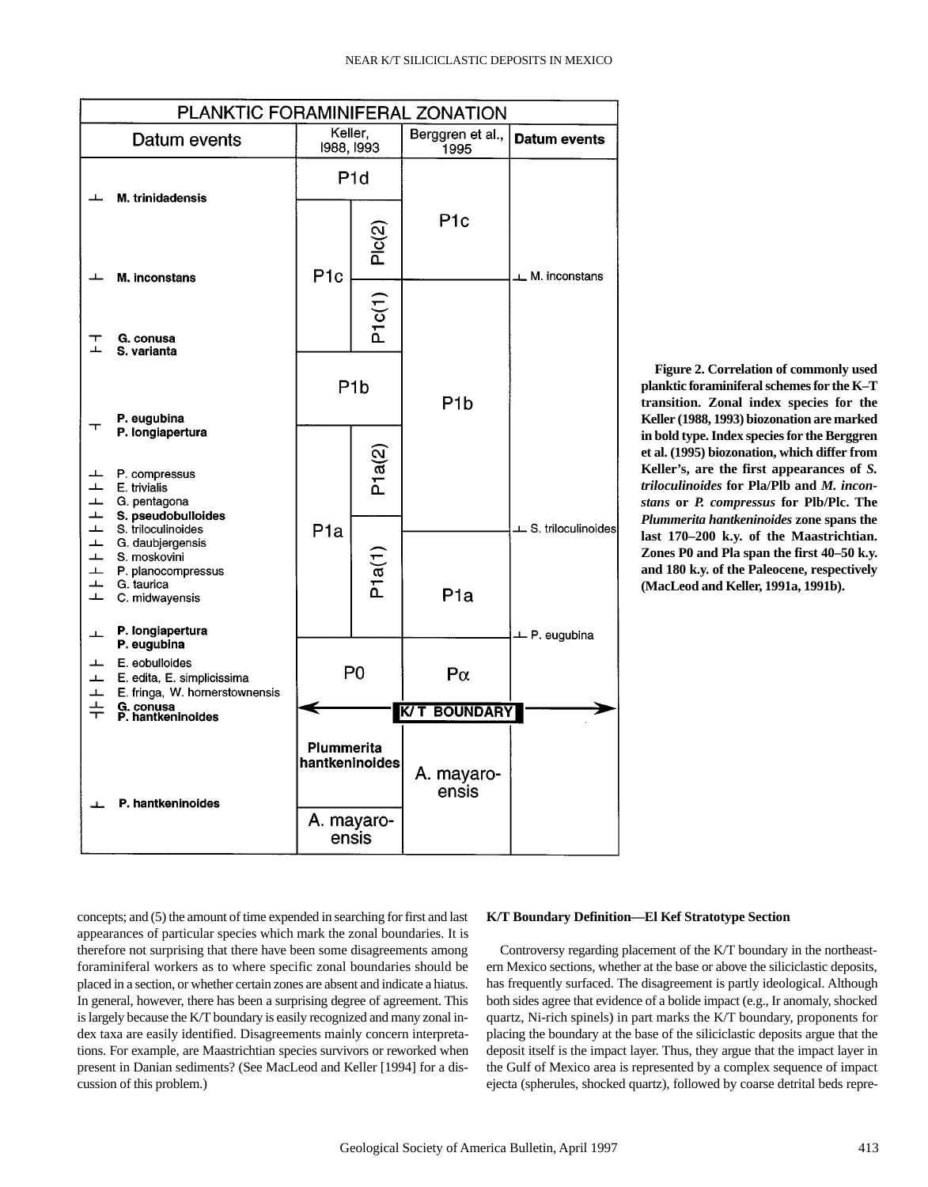PLANKTIC FORAMINIFERAL ZONATION

| Datum events | Keller, 1988, 1993 | | Berggren et al., 1995 | Datum events |
|---|---|---|---|---|
| | P1d | | P1c | |
| ⊥ **M. trinidadensis** | P1c | Plc(2) | P1c | |
| ⊥ **M. inconstans** | P1c | P1c(1) | P1b | ⊥ M. inconstans |
| ⊤ **G. conusa**, ⊥ **S. varianta** | P1c | P1c(1) | P1b | |
| | P1b | | P1b | |
| ⊤ **P. eugubina**, **P. longiapertura** | P1a | P1a(2) | P1b | |
| ⊥ P. compressus, ⊥ E. trivialis, ⊥ G. pentagona, ⊥ **S. pseudobulloides** | P1a | P1a(2) | P1b | |
| ⊥ S. triloculinoides | P1a | P1a(1) | P1a | ⊥ S. triloculinoides |
| ⊥ G. daubjergensis, ⊥ S. moskovini, ⊥ P. planocompressus, ⊥ G. taurica, ⊥ C. midwayensis | P1a | P1a(1) | P1a | |
| ⊥ **P. longiapertura**, **P. eugubina** | P0 | | Pα | ⊥ P. eugubina |
| ⊥ E. eobulloides, ⊥ E. edita, E. simplicissima, ⊥ E. fringa, W. hornerstownensis | P0 | | Pα | |
| ⊥⊤ **G. conusa**, **P. hantkeninoides** | K/T BOUNDARY | | K/T BOUNDARY | |
| | Plummerita hantkeninoides | | A. mayaroensis | |
| ⊥ **P. hantkeninoides** | A. mayaroensis | | A. mayaroensis | |

**Figure 2. Correlation of commonly used planktic foraminiferal schemes for the K–T transition. Zonal index species for the Keller (1988, 1993) biozonation are marked in bold type. Index species for the Berggren et al. (1995) biozonation, which differ from Keller's, are the first appearances of *S. triloculinoides* for Pla/Plb and *M. inconstans* or *P. compressus* for Plb/Plc. The *Plummerita hantkeninoides* zone spans the last 170–200 k.y. of the Maastrichtian. Zones P0 and Pla span the first 40–50 k.y. and 180 k.y. of the Paleocene, respectively (MacLeod and Keller, 1991a, 1991b).**

concepts; and (5) the amount of time expended in searching for first and last appearances of particular species which mark the zonal boundaries. It is therefore not surprising that there have been some disagreements among foraminiferal workers as to where specific zonal boundaries should be placed in a section, or whether certain zones are absent and indicate a hiatus. In general, however, there has been a surprising degree of agreement. This is largely because the K/T boundary is easily recognized and many zonal index taxa are easily identified. Disagreements mainly concern interpretations. For example, are Maastrichtian species survivors or reworked when present in Danian sediments? (See MacLeod and Keller [1994] for a discussion of this problem.)

**K/T Boundary Definition—El Kef Stratotype Section**

Controversy regarding placement of the K/T boundary in the northeastern Mexico sections, whether at the base or above the siliciclastic deposits, has frequently surfaced. The disagreement is partly ideological. Although both sides agree that evidence of a bolide impact (e.g., Ir anomaly, shocked quartz, Ni-rich spinels) in part marks the K/T boundary, proponents for placing the boundary at the base of the siliciclastic deposits argue that the deposit itself is the impact layer. Thus, they argue that the impact layer in the Gulf of Mexico area is represented by a complex sequence of impact ejecta (spherules, shocked quartz), followed by coarse detrital beds repre-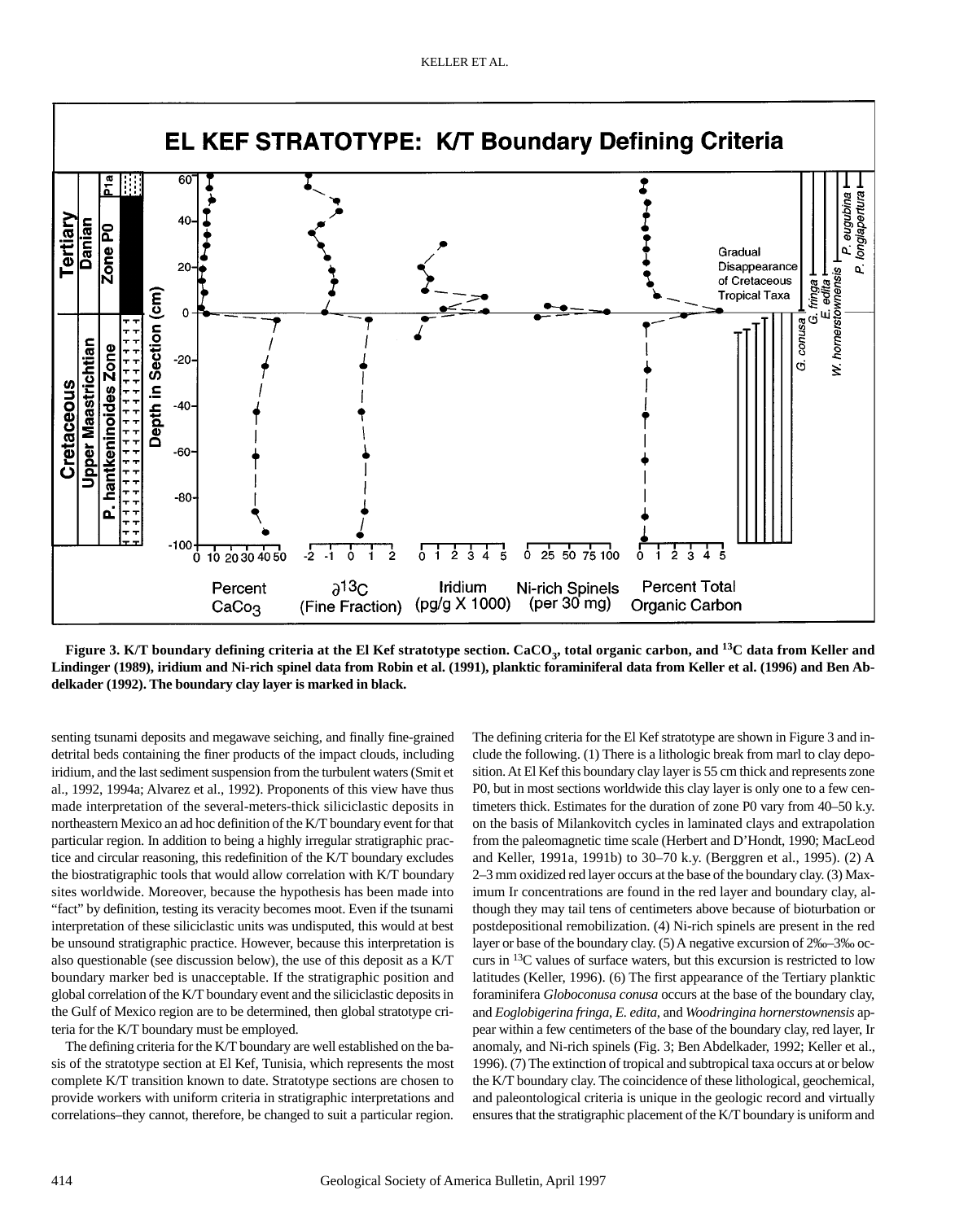Figure 3. K/T boundary defining criteria at the El Kef stratotype section. $CaCO_3$, total organic carbon, and $^{13}C$ data from Keller and Lindinger (1989), iridium and Ni-rich spinel data from Robin et al. (1991), planktic foraminiferal data from Keller et al. (1996) and Ben Abdelkader (1992). The boundary clay layer is marked in black.

senting tsunami deposits and megawave seiching, and finally fine-grained detrital beds containing the finer products of the impact clouds, including iridium, and the last sediment suspension from the turbulent waters (Smit et al., 1992, 1994a; Alvarez et al., 1992). Proponents of this view have thus made interpretation of the several-meters-thick siliciclastic deposits in northeastern Mexico an ad hoc definition of the K/T boundary event for that particular region. In addition to being a highly irregular stratigraphic practice and circular reasoning, this redefinition of the K/T boundary excludes the biostratigraphic tools that would allow correlation with K/T boundary sites worldwide. Moreover, because the hypothesis has been made into "fact" by definition, testing its veracity becomes moot. Even if the tsunami interpretation of these siliciclastic units was undisputed, this would at best be unsound stratigraphic practice. However, because this interpretation is also questionable (see discussion below), the use of this deposit as a K/T boundary marker bed is unacceptable. If the stratigraphic position and global correlation of the K/T boundary event and the siliciclastic deposits in the Gulf of Mexico region are to be determined, then global stratotype criteria for the K/T boundary must be employed.

The defining criteria for the K/T boundary are well established on the basis of the stratotype section at El Kef, Tunisia, which represents the most complete K/T transition known to date. Stratotype sections are chosen to provide workers with uniform criteria in stratigraphic interpretations and correlations–they cannot, therefore, be changed to suit a particular region. The defining criteria for the El Kef stratotype are shown in Figure 3 and include the following. (1) There is a lithologic break from marl to clay deposition. At El Kef this boundary clay layer is 55 cm thick and represents zone P0, but in most sections worldwide this clay layer is only one to a few centimeters thick. Estimates for the duration of zone P0 vary from 40–50 k.y. on the basis of Milankovitch cycles in laminated clays and extrapolation from the paleomagnetic time scale (Herbert and D'Hondt, 1990; MacLeod and Keller, 1991a, 1991b) to 30–70 k.y. (Berggren et al., 1995). (2) A 2–3 mm oxidized red layer occurs at the base of the boundary clay. (3) Maximum Ir concentrations are found in the red layer and boundary clay, although they may tail tens of centimeters above because of bioturbation or postdepositional remobilization. (4) Ni-rich spinels are present in the red layer or base of the boundary clay. (5) A negative excursion of 2‰–3‰ occurs in $^{13}C$ values of surface waters, but this excursion is restricted to low latitudes (Keller, 1996). (6) The first appearance of the Tertiary planktic foraminifera *Globoconusa conusa* occurs at the base of the boundary clay, and *Eoglobigerina fringa*, *E. edita*, and *Woodringina hornerstownensis* appear within a few centimeters of the base of the boundary clay, red layer, Ir anomaly, and Ni-rich spinels (Fig. 3; Ben Abdelkader, 1992; Keller et al., 1996). (7) The extinction of tropical and subtropical taxa occurs at or below the K/T boundary clay. The coincidence of these lithological, geochemical, and paleontological criteria is unique in the geologic record and virtually ensures that the stratigraphic placement of the K/T boundary is uniform and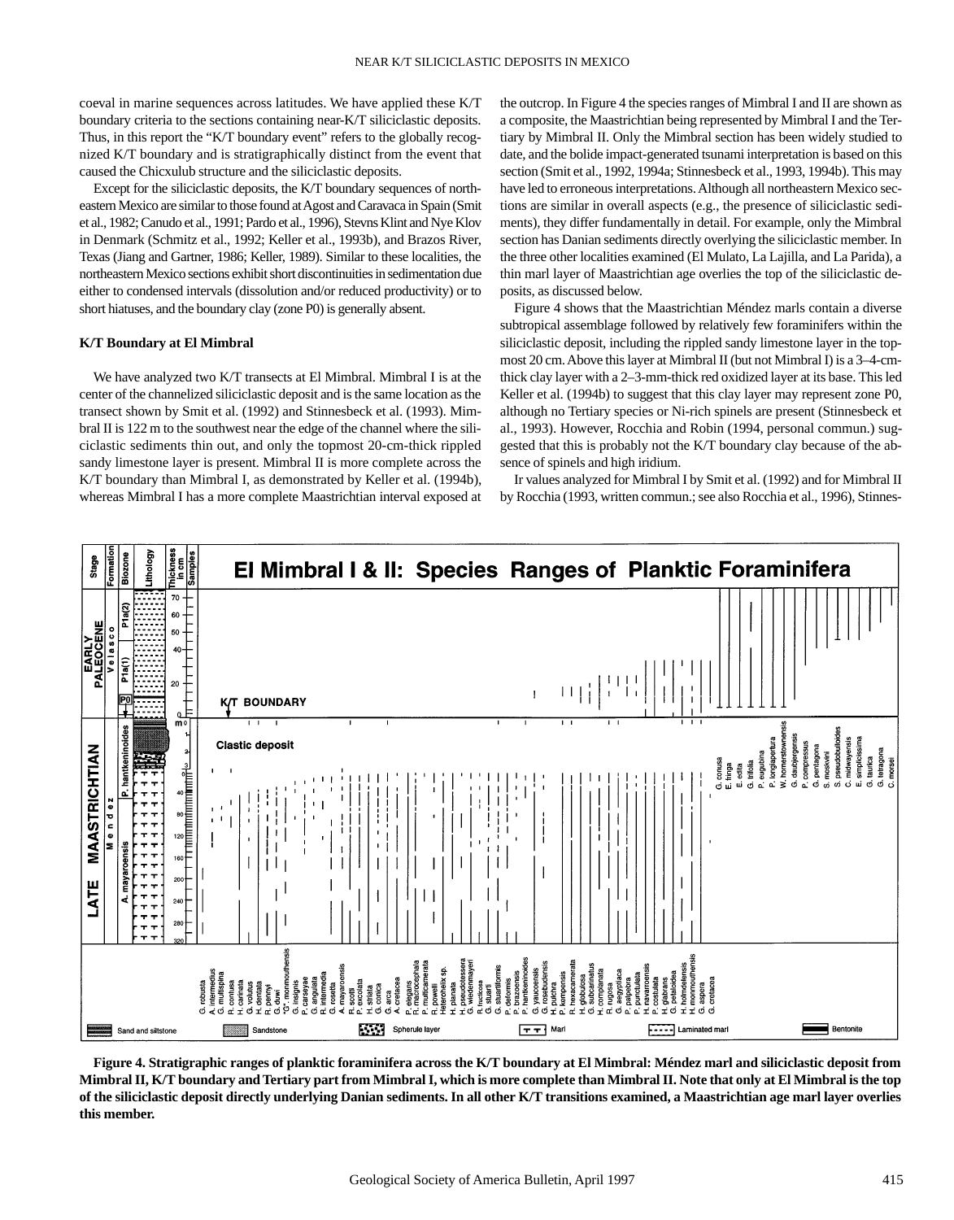coeval in marine sequences across latitudes. We have applied these K/T boundary criteria to the sections containing near-K/T siliciclastic deposits. Thus, in this report the "K/T boundary event" refers to the globally recognized K/T boundary and is stratigraphically distinct from the event that caused the Chicxulub structure and the siliciclastic deposits.

Except for the siliciclastic deposits, the K/T boundary sequences of northeastern Mexico are similar to those found at Agost and Caravaca in Spain (Smit et al., 1982; Canudo et al., 1991; Pardo et al., 1996), Stevns Klint and Nye Klov in Denmark (Schmitz et al., 1992; Keller et al., 1993b), and Brazos River, Texas (Jiang and Gartner, 1986; Keller, 1989). Similar to these localities, the northeastern Mexico sections exhibit short discontinuities in sedimentation due either to condensed intervals (dissolution and/or reduced productivity) or to short hiatuses, and the boundary clay (zone P0) is generally absent.

**K/T Boundary at El Mimbral**

We have analyzed two K/T transects at El Mimbral. Mimbral I is at the center of the channelized siliciclastic deposit and is the same location as the transect shown by Smit et al. (1992) and Stinnesbeck et al. (1993). Mimbral II is 122 m to the southwest near the edge of the channel where the siliciclastic sediments thin out, and only the topmost 20-cm-thick rippled sandy limestone layer is present. Mimbral II is more complete across the K/T boundary than Mimbral I, as demonstrated by Keller et al. (1994b), whereas Mimbral I has a more complete Maastrichtian interval exposed at the outcrop. In Figure 4 the species ranges of Mimbral I and II are shown as a composite, the Maastrichtian being represented by Mimbral I and the Tertiary by Mimbral II. Only the Mimbral section has been widely studied to date, and the bolide impact-generated tsunami interpretation is based on this section (Smit et al., 1992, 1994a; Stinnesbeck et al., 1993, 1994b). This may have led to erroneous interpretations. Although all northeastern Mexico sections are similar in overall aspects (e.g., the presence of siliciclastic sediments), they differ fundamentally in detail. For example, only the Mimbral section has Danian sediments directly overlying the siliciclastic member. In the three other localities examined (El Mulato, La Lajilla, and La Parida), a thin marl layer of Maastrichtian age overlies the top of the siliciclastic deposits, as discussed below.

Figure 4 shows that the Maastrichtian Méndez marls contain a diverse subtropical assemblage followed by relatively few foraminifers within the siliciclastic deposit, including the rippled sandy limestone layer in the topmost 20 cm. Above this layer at Mimbral II (but not Mimbral I) is a 3–4-cm-thick clay layer with a 2–3-mm-thick red oxidized layer at its base. This led Keller et al. (1994b) to suggest that this clay layer may represent zone P0, although no Tertiary species or Ni-rich spinels are present (Stinnesbeck et al., 1993). However, Rocchia and Robin (1994, personal commun.) suggested that this is probably not the K/T boundary clay because of the absence of spinels and high iridium.

Ir values analyzed for Mimbral I by Smit et al. (1992) and for Mimbral II by Rocchia (1993, written commun.; see also Rocchia et al., 1996), Stinnes-

**Figure 4. Stratigraphic ranges of planktic foraminifera across the K/T boundary at El Mimbral: Méndez marl and siliciclastic deposit from Mimbral II, K/T boundary and Tertiary part from Mimbral I, which is more complete than Mimbral II. Note that only at El Mimbral is the top of the siliciclastic deposit directly underlying Danian sediments. In all other K/T transitions examined, a Maastrichtian age marl layer overlies this member.**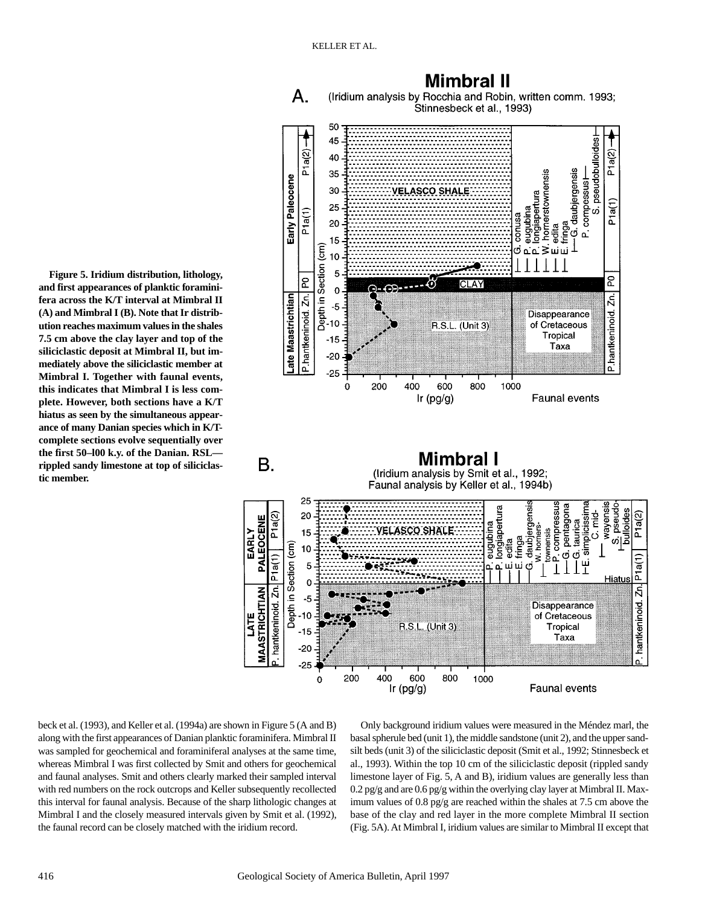**Figure 5. Iridium distribution, lithology, and first appearances of planktic foraminifera across the K/T interval at Mimbral II (A) and Mimbral I (B). Note that Ir distribution reaches maximum values in the shales 7.5 cm above the clay layer and top of the siliciclastic deposit at Mimbral II, but immediately above the siliciclastic member at Mimbral I. Together with faunal events, this indicates that Mimbral I is less complete. However, both sections have a K/T hiatus as seen by the simultaneous appearance of many Danian species which in K/T-complete sections evolve sequentially over the first 50–l00 k.y. of the Danian. RSL—rippled sandy limestone at top of siliciclastic member.**

beck et al. (1993), and Keller et al. (1994a) are shown in Figure 5 (A and B) along with the first appearances of Danian planktic foraminifera. Mimbral II was sampled for geochemical and foraminiferal analyses at the same time, whereas Mimbral I was first collected by Smit and others for geochemical and faunal analyses. Smit and others clearly marked their sampled interval with red numbers on the rock outcrops and Keller subsequently recollected this interval for faunal analysis. Because of the sharp lithologic changes at Mimbral I and the closely measured intervals given by Smit et al. (1992), the faunal record can be closely matched with the iridium record.

Only background iridium values were measured in the Méndez marl, the basal spherule bed (unit 1), the middle sandstone (unit 2), and the upper sand-silt beds (unit 3) of the siliciclastic deposit (Smit et al., 1992; Stinnesbeck et al., 1993). Within the top 10 cm of the siliciclastic deposit (rippled sandy limestone layer of Fig. 5, A and B), iridium values are generally less than 0.2 pg/g and are 0.6 pg/g within the overlying clay layer at Mimbral II. Maximum values of 0.8 pg/g are reached within the shales at 7.5 cm above the base of the clay and red layer in the more complete Mimbral II section (Fig. 5A). At Mimbral I, iridium values are similar to Mimbral II except that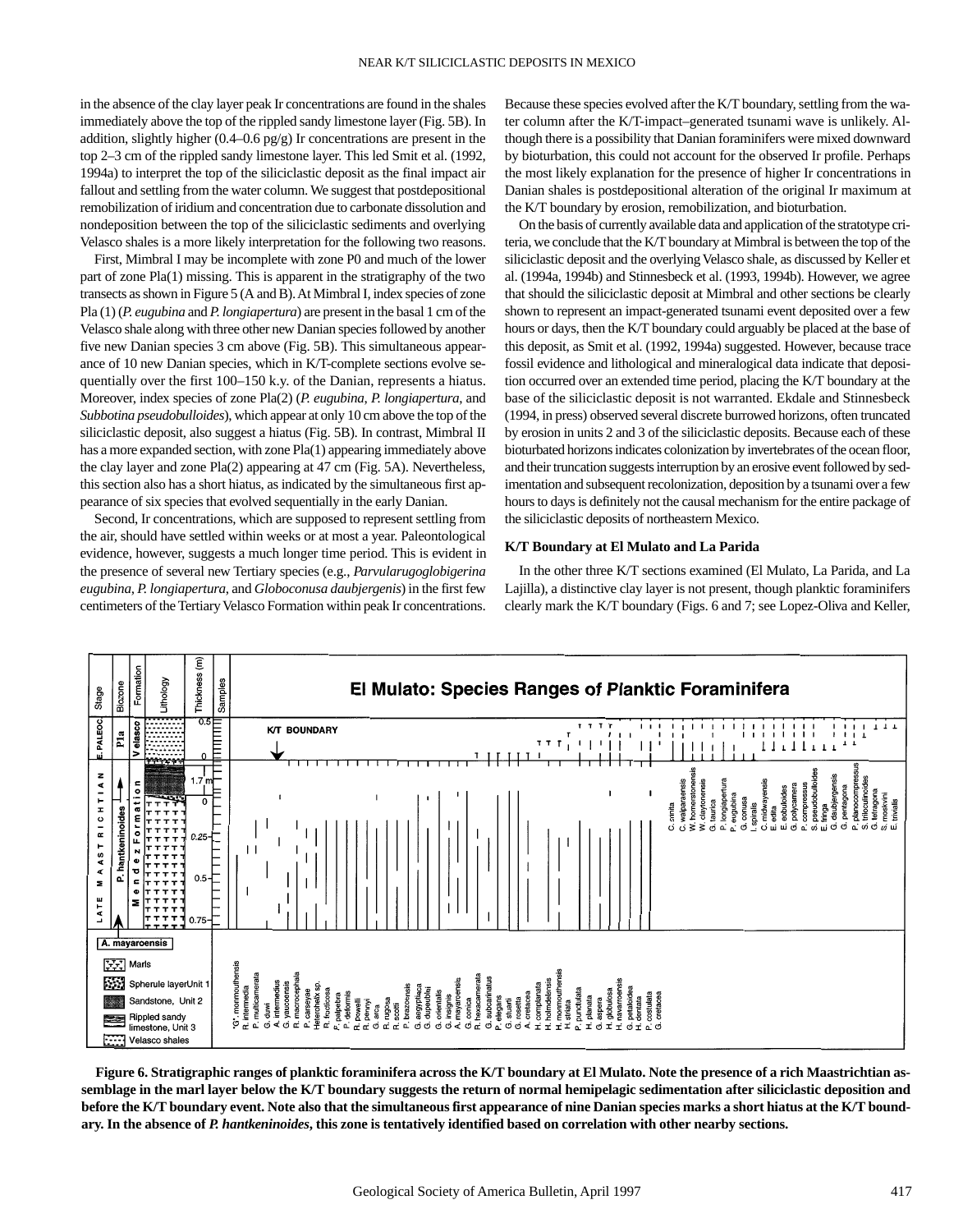in the absence of the clay layer peak Ir concentrations are found in the shales immediately above the top of the rippled sandy limestone layer (Fig. 5B). In addition, slightly higher (0.4–0.6 pg/g) Ir concentrations are present in the top 2–3 cm of the rippled sandy limestone layer. This led Smit et al. (1992, 1994a) to interpret the top of the siliciclastic deposit as the final impact air fallout and settling from the water column. We suggest that postdepositional remobilization of iridium and concentration due to carbonate dissolution and nondeposition between the top of the siliciclastic sediments and overlying Velasco shales is a more likely interpretation for the following two reasons.

First, Mimbral I may be incomplete with zone P0 and much of the lower part of zone Pla(1) missing. This is apparent in the stratigraphy of the two transects as shown in Figure 5 (A and B). At Mimbral I, index species of zone Pla (1) (*P. eugubina* and *P. longiapertura*) are present in the basal 1 cm of the Velasco shale along with three other new Danian species followed by another five new Danian species 3 cm above (Fig. 5B). This simultaneous appearance of 10 new Danian species, which in K/T-complete sections evolve sequentially over the first 100–150 k.y. of the Danian, represents a hiatus. Moreover, index species of zone Pla(2) (*P. eugubina*, *P. longiapertura*, and *Subbotina pseudobulloides*), which appear at only 10 cm above the top of the siliciclastic deposit, also suggest a hiatus (Fig. 5B). In contrast, Mimbral II has a more expanded section, with zone Pla(1) appearing immediately above the clay layer and zone Pla(2) appearing at 47 cm (Fig. 5A). Nevertheless, this section also has a short hiatus, as indicated by the simultaneous first appearance of six species that evolved sequentially in the early Danian.

Second, Ir concentrations, which are supposed to represent settling from the air, should have settled within weeks or at most a year. Paleontological evidence, however, suggests a much longer time period. This is evident in the presence of several new Tertiary species (e.g., *Parvularugoglobigerina eugubina*, *P. longiapertura*, and *Globoconusa daubjergensis*) in the first few centimeters of the Tertiary Velasco Formation within peak Ir concentrations. Because these species evolved after the K/T boundary, settling from the water column after the K/T-impact–generated tsunami wave is unlikely. Although there is a possibility that Danian foraminifers were mixed downward by bioturbation, this could not account for the observed Ir profile. Perhaps the most likely explanation for the presence of higher Ir concentrations in Danian shales is postdepositional alteration of the original Ir maximum at the K/T boundary by erosion, remobilization, and bioturbation.

On the basis of currently available data and application of the stratotype criteria, we conclude that the K/T boundary at Mimbral is between the top of the siliciclastic deposit and the overlying Velasco shale, as discussed by Keller et al. (1994a, 1994b) and Stinnesbeck et al. (1993, 1994b). However, we agree that should the siliciclastic deposit at Mimbral and other sections be clearly shown to represent an impact-generated tsunami event deposited over a few hours or days, then the K/T boundary could arguably be placed at the base of this deposit, as Smit et al. (1992, 1994a) suggested. However, because trace fossil evidence and lithological and mineralogical data indicate that deposition occurred over an extended time period, placing the K/T boundary at the base of the siliciclastic deposit is not warranted. Ekdale and Stinnesbeck (1994, in press) observed several discrete burrowed horizons, often truncated by erosion in units 2 and 3 of the siliciclastic deposits. Because each of these bioturbated horizons indicates colonization by invertebrates of the ocean floor, and their truncation suggests interruption by an erosive event followed by sedimentation and subsequent recolonization, deposition by a tsunami over a few hours to days is definitely not the causal mechanism for the entire package of the siliciclastic deposits of northeastern Mexico.

### K/T Boundary at El Mulato and La Parida

In the other three K/T sections examined (El Mulato, La Parida, and La Lajilla), a distinctive clay layer is not present, though planktic foraminifers clearly mark the K/T boundary (Figs. 6 and 7; see Lopez-Oliva and Keller,

**Figure 6. Stratigraphic ranges of planktic foraminifera across the K/T boundary at El Mulato. Note the presence of a rich Maastrichtian assemblage in the marl layer below the K/T boundary suggests the return of normal hemipelagic sedimentation after siliciclastic deposition and before the K/T boundary event. Note also that the simultaneous first appearance of nine Danian species marks a short hiatus at the K/T boundary. In the absence of *P. hantkeninoides*, this zone is tentatively identified based on correlation with other nearby sections.**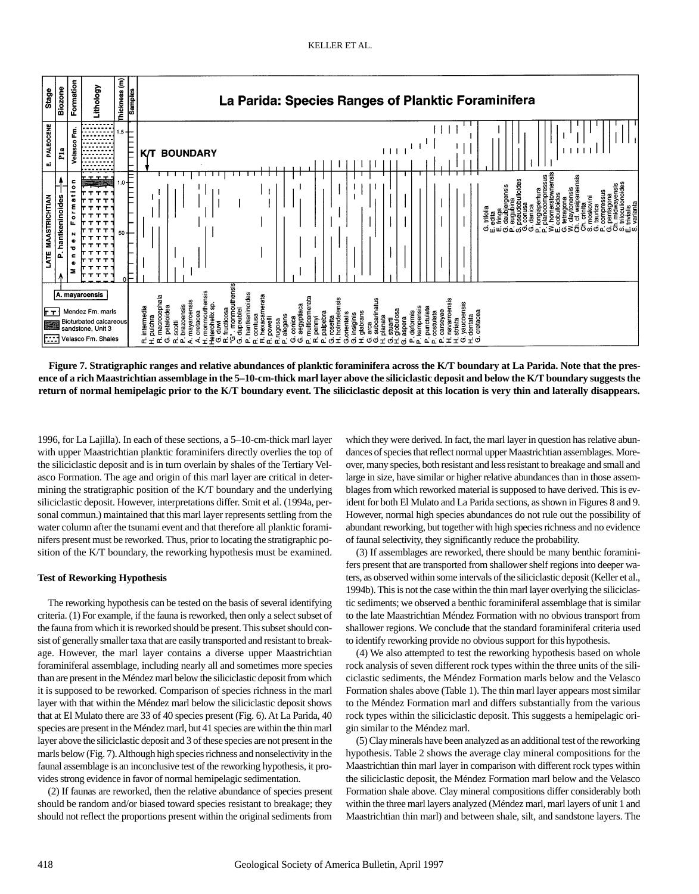**Figure 7. Stratigraphic ranges and relative abundances of planktic foraminifera across the K/T boundary at La Parida. Note that the presence of a rich Maastrichtian assemblage in the 5–10-cm-thick marl layer above the siliciclastic deposit and below the K/T boundary suggests the return of normal hemipelagic prior to the K/T boundary event. The siliciclastic deposit at this location is very thin and laterally disappears.**

1996, for La Lajilla). In each of these sections, a 5–10-cm-thick marl layer with upper Maastrichtian planktic foraminifers directly overlies the top of the siliciclastic deposit and is in turn overlain by shales of the Tertiary Velasco Formation. The age and origin of this marl layer are critical in determining the stratigraphic position of the K/T boundary and the underlying siliciclastic deposit. However, interpretations differ. Smit et al. (1994a, personal commun.) maintained that this marl layer represents settling from the water column after the tsunami event and that therefore all planktic foraminifers present must be reworked. Thus, prior to locating the stratigraphic position of the K/T boundary, the reworking hypothesis must be examined.

### Test of Reworking Hypothesis

The reworking hypothesis can be tested on the basis of several identifying criteria. (1) For example, if the fauna is reworked, then only a select subset of the fauna from which it is reworked should be present. This subset should consist of generally smaller taxa that are easily transported and resistant to breakage. However, the marl layer contains a diverse upper Maastrichtian foraminiferal assemblage, including nearly all and sometimes more species than are present in the Méndez marl below the siliciclastic deposit from which it is supposed to be reworked. Comparison of species richness in the marl layer with that within the Méndez marl below the siliciclastic deposit shows that at El Mulato there are 33 of 40 species present (Fig. 6). At La Parida, 40 species are present in the Méndez marl, but 41 species are within the thin marl layer above the siliciclastic deposit and 3 of these species are not present in the marls below (Fig. 7). Although high species richness and nonselectivity in the faunal assemblage is an inconclusive test of the reworking hypothesis, it provides strong evidence in favor of normal hemipelagic sedimentation.

(2) If faunas are reworked, then the relative abundance of species present should be random and/or biased toward species resistant to breakage; they should not reflect the proportions present within the original sediments from which they were derived. In fact, the marl layer in question has relative abundances of species that reflect normal upper Maastrichtian assemblages. Moreover, many species, both resistant and less resistant to breakage and small and large in size, have similar or higher relative abundances than in those assemblages from which reworked material is supposed to have derived. This is evident for both El Mulato and La Parida sections, as shown in Figures 8 and 9. However, normal high species abundances do not rule out the possibility of abundant reworking, but together with high species richness and no evidence of faunal selectivity, they significantly reduce the probability.

(3) If assemblages are reworked, there should be many benthic foraminifers present that are transported from shallower shelf regions into deeper waters, as observed within some intervals of the siliciclastic deposit (Keller et al., 1994b). This is not the case within the thin marl layer overlying the siliciclastic sediments; we observed a benthic foraminiferal assemblage that is similar to the late Maastrichtian Méndez Formation with no obvious transport from shallower regions. We conclude that the standard foraminiferal criteria used to identify reworking provide no obvious support for this hypothesis.

(4) We also attempted to test the reworking hypothesis based on whole rock analysis of seven different rock types within the three units of the siliciclastic sediments, the Méndez Formation marls below and the Velasco Formation shales above (Table 1). The thin marl layer appears most similar to the Méndez Formation marl and differs substantially from the various rock types within the siliciclastic deposit. This suggests a hemipelagic origin similar to the Méndez marl.

(5) Clay minerals have been analyzed as an additional test of the reworking hypothesis. Table 2 shows the average clay mineral compositions for the Maastrichtian thin marl layer in comparison with different rock types within the siliciclastic deposit, the Méndez Formation marl below and the Velasco Formation shale above. Clay mineral compositions differ considerably both within the three marl layers analyzed (Méndez marl, marl layers of unit 1 and Maastrichtian thin marl) and between shale, silt, and sandstone layers. The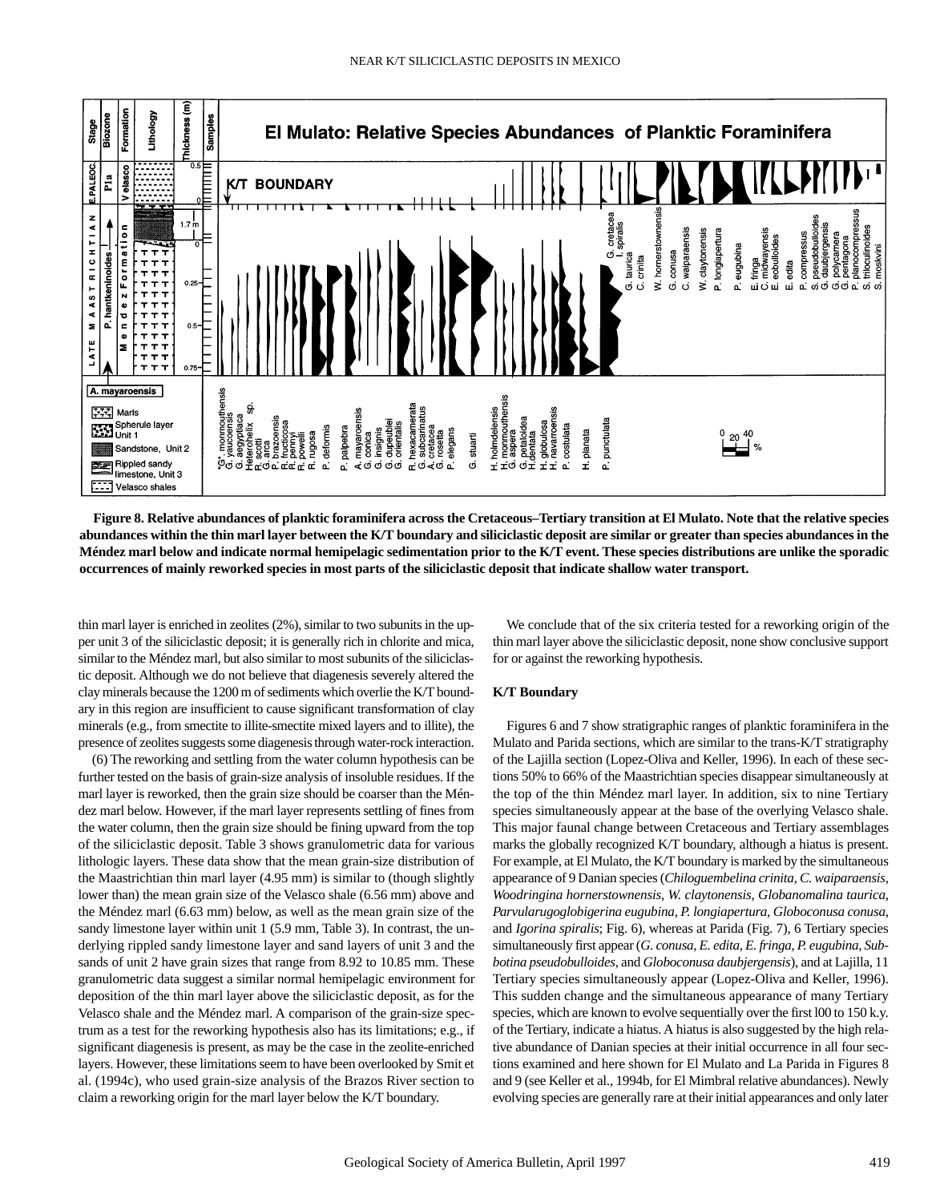**Figure 8. Relative abundances of planktic foraminifera across the Cretaceous–Tertiary transition at El Mulato. Note that the relative species abundances within the thin marl layer between the K/T boundary and siliciclastic deposit are similar or greater than species abundances in the Méndez marl below and indicate normal hemipelagic sedimentation prior to the K/T event. These species distributions are unlike the sporadic occurrences of mainly reworked species in most parts of the siliciclastic deposit that indicate shallow water transport.**

thin marl layer is enriched in zeolites (2%), similar to two subunits in the upper unit 3 of the siliciclastic deposit; it is generally rich in chlorite and mica, similar to the Méndez marl, but also similar to most subunits of the siliciclastic deposit. Although we do not believe that diagenesis severely altered the clay minerals because the 1200 m of sediments which overlie the K/T boundary in this region are insufficient to cause significant transformation of clay minerals (e.g., from smectite to illite-smectite mixed layers and to illite), the presence of zeolites suggests some diagenesis through water-rock interaction.

(6) The reworking and settling from the water column hypothesis can be further tested on the basis of grain-size analysis of insoluble residues. If the marl layer is reworked, then the grain size should be coarser than the Méndez marl below. However, if the marl layer represents settling of fines from the water column, then the grain size should be fining upward from the top of the siliciclastic deposit. Table 3 shows granulometric data for various lithologic layers. These data show that the mean grain-size distribution of the Maastrichtian thin marl layer (4.95 mm) is similar to (though slightly lower than) the mean grain size of the Velasco shale (6.56 mm) above and the Méndez marl (6.63 mm) below, as well as the mean grain size of the sandy limestone layer within unit 1 (5.9 mm, Table 3). In contrast, the underlying rippled sandy limestone layer and sand layers of unit 3 and the sands of unit 2 have grain sizes that range from 8.92 to 10.85 mm. These granulometric data suggest a similar normal hemipelagic environment for deposition of the thin marl layer above the siliciclastic deposit, as for the Velasco shale and the Méndez marl. A comparison of the grain-size spectrum as a test for the reworking hypothesis also has its limitations; e.g., if significant diagenesis is present, as may be the case in the zeolite-enriched layers. However, these limitations seem to have been overlooked by Smit et al. (1994c), who used grain-size analysis of the Brazos River section to claim a reworking origin for the marl layer below the K/T boundary.

We conclude that of the six criteria tested for a reworking origin of the thin marl layer above the siliciclastic deposit, none show conclusive support for or against the reworking hypothesis.

### K/T Boundary

Figures 6 and 7 show stratigraphic ranges of planktic foraminifera in the Mulato and Parida sections, which are similar to the trans-K/T stratigraphy of the Lajilla section (Lopez-Oliva and Keller, 1996). In each of these sections 50% to 66% of the Maastrichtian species disappear simultaneously at the top of the thin Méndez marl layer. In addition, six to nine Tertiary species simultaneously appear at the base of the overlying Velasco shale. This major faunal change between Cretaceous and Tertiary assemblages marks the globally recognized K/T boundary, although a hiatus is present. For example, at El Mulato, the K/T boundary is marked by the simultaneous appearance of 9 Danian species (*Chiloguembelina crinita*, *C. waiparaensis*, *Woodringina hornerstownensis*, *W. claytonensis*, *Globanomalina taurica*, *Parvularugoglobigerina eugubina*, *P. longiapertura*, *Globoconusa conusa*, and *Igorina spiralis*; Fig. 6), whereas at Parida (Fig. 7), 6 Tertiary species simultaneously first appear (*G. conusa*, *E. edita*, *E. fringa*, *P. eugubina*, *Subbotina pseudobulloides*, and *Globoconusa daubjergensis*), and at Lajilla, 11 Tertiary species simultaneously appear (Lopez-Oliva and Keller, 1996). This sudden change and the simultaneous appearance of many Tertiary species, which are known to evolve sequentially over the first l00 to 150 k.y. of the Tertiary, indicate a hiatus. A hiatus is also suggested by the high relative abundance of Danian species at their initial occurrence in all four sections examined and here shown for El Mulato and La Parida in Figures 8 and 9 (see Keller et al., 1994b, for El Mimbral relative abundances). Newly evolving species are generally rare at their initial appearances and only later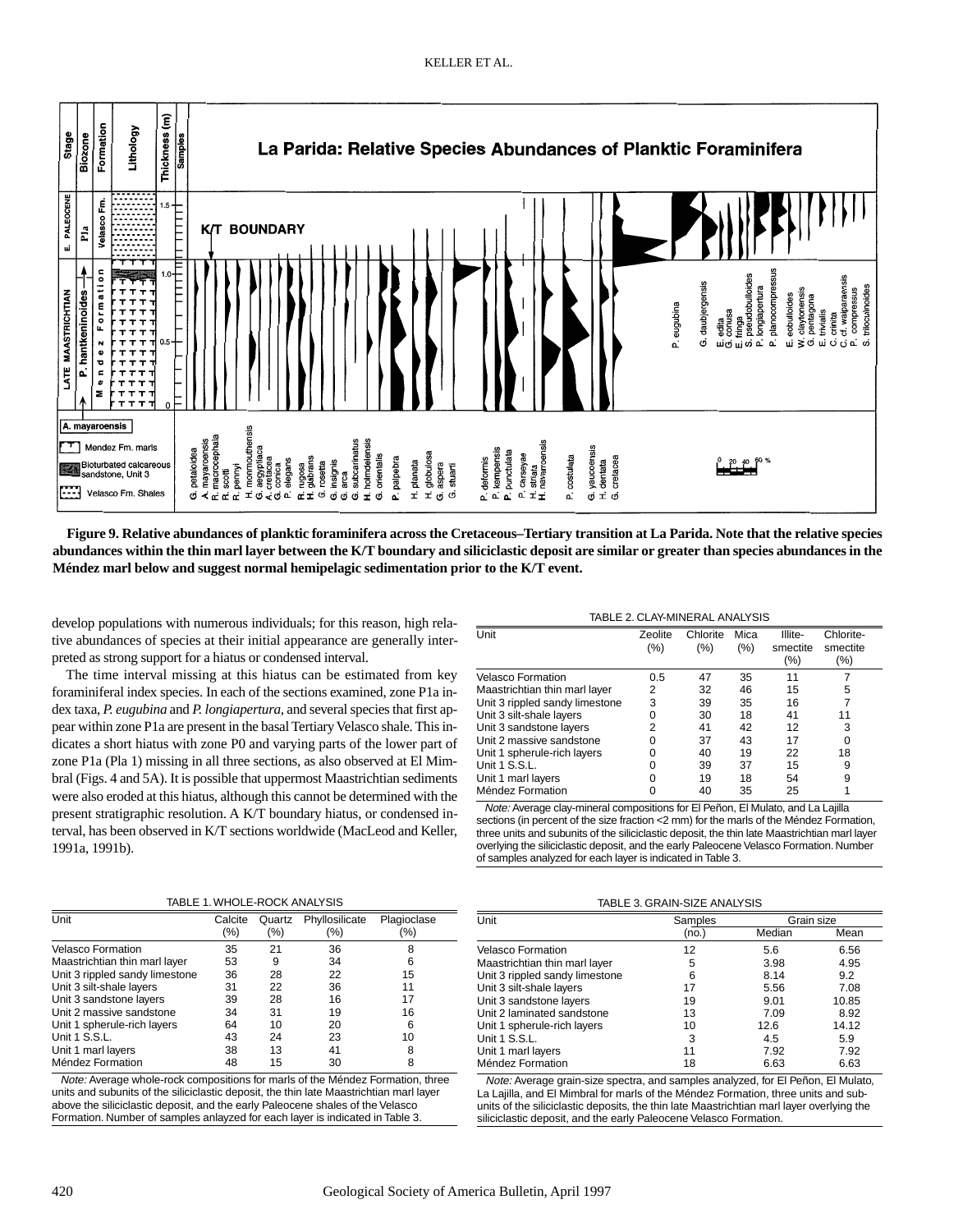Figure 9. Relative abundances of planktic foraminifera across the Cretaceous–Tertiary transition at La Parida. Note that the relative species abundances within the thin marl layer between the K/T boundary and siliciclastic deposit are similar or greater than species abundances in the Méndez marl below and suggest normal hemipelagic sedimentation prior to the K/T event.

develop populations with numerous individuals; for this reason, high relative abundances of species at their initial appearance are generally interpreted as strong support for a hiatus or condensed interval.

The time interval missing at this hiatus can be estimated from key foraminiferal index species. In each of the sections examined, zone P1a index taxa, *P. eugubina* and *P. longiapertura*, and several species that first appear within zone P1a are present in the basal Tertiary Velasco shale. This indicates a short hiatus with zone P0 and varying parts of the lower part of zone P1a (Pla 1) missing in all three sections, as also observed at El Mimbral (Figs. 4 and 5A). It is possible that uppermost Maastrichtian sediments were also eroded at this hiatus, although this cannot be determined with the present stratigraphic resolution. A K/T boundary hiatus, or condensed interval, has been observed in K/T sections worldwide (MacLeod and Keller, 1991a, 1991b).

TABLE 2. CLAY-MINERAL ANALYSIS

| Unit | Zeolite (%) | Chlorite (%) | Mica (%) | Illite-smectite (%) | Chlorite-smectite (%) |
|---|---|---|---|---|---|
| Velasco Formation | 0.5 | 47 | 35 | 11 | 7 |
| Maastrichtian thin marl layer | 2 | 32 | 46 | 15 | 5 |
| Unit 3 rippled sandy limestone | 3 | 39 | 35 | 16 | 7 |
| Unit 3 silt-shale layers | 0 | 30 | 18 | 41 | 11 |
| Unit 3 sandstone layers | 2 | 41 | 42 | 12 | 3 |
| Unit 2 massive sandstone | 0 | 37 | 43 | 17 | 0 |
| Unit 1 spherule-rich layers | 0 | 40 | 19 | 22 | 18 |
| Unit 1 S.S.L. | 0 | 39 | 37 | 15 | 9 |
| Unit 1 marl layers | 0 | 19 | 18 | 54 | 9 |
| Méndez Formation | 0 | 40 | 35 | 25 | 1 |

*Note:* Average clay-mineral compositions for El Peñon, El Mulato, and La Lajilla sections (in percent of the size fraction <2 mm) for the marls of the Méndez Formation, three units and subunits of the siliciclastic deposit, the thin late Maastrichtian marl layer overlying the siliciclastic deposit, and the early Paleocene Velasco Formation. Number of samples analyzed for each layer is indicated in Table 3.

TABLE 1. WHOLE-ROCK ANALYSIS

| Unit | Calcite (%) | Quartz (%) | Phyllosilicate (%) | Plagioclase (%) |
|---|---|---|---|---|
| Velasco Formation | 35 | 21 | 36 | 8 |
| Maastrichtian thin marl layer | 53 | 9 | 34 | 6 |
| Unit 3 rippled sandy limestone | 36 | 28 | 22 | 15 |
| Unit 3 silt-shale layers | 31 | 22 | 36 | 11 |
| Unit 3 sandstone layers | 39 | 28 | 16 | 17 |
| Unit 2 massive sandstone | 34 | 31 | 19 | 16 |
| Unit 1 spherule-rich layers | 64 | 10 | 20 | 6 |
| Unit 1 S.S.L. | 43 | 24 | 23 | 10 |
| Unit 1 marl layers | 38 | 13 | 41 | 8 |
| Méndez Formation | 48 | 15 | 30 | 8 |

*Note:* Average whole-rock compositions for marls of the Méndez Formation, three units and subunits of the siliciclastic deposit, the thin late Maastrichtian marl layer above the siliciclastic deposit, and the early Paleocene shales of the Velasco Formation. Number of samples anlayzed for each layer is indicated in Table 3.

TABLE 3. GRAIN-SIZE ANALYSIS

| Unit | Samples (no.) | Grain size Median | Mean |
|---|---|---|---|
| Velasco Formation | 12 | 5.6 | 6.56 |
| Maastrichtian thin marl layer | 5 | 3.98 | 4.95 |
| Unit 3 rippled sandy limestone | 6 | 8.14 | 9.2 |
| Unit 3 silt-shale layers | 17 | 5.56 | 7.08 |
| Unit 3 sandstone layers | 19 | 9.01 | 10.85 |
| Unit 2 laminated sandstone | 13 | 7.09 | 8.92 |
| Unit 1 spherule-rich layers | 10 | 12.6 | 14.12 |
| Unit 1 S.S.L. | 3 | 4.5 | 5.9 |
| Unit 1 marl layers | 11 | 7.92 | 7.92 |
| Méndez Formation | 18 | 6.63 | 6.63 |

*Note:* Average grain-size spectra, and samples analyzed, for El Peñon, El Mulato, La Lajilla, and El Mimbral for marls of the Méndez Formation, three units and subunits of the siliciclastic deposits, the thin late Maastrichtian marl layer overlying the siliciclastic deposit, and the early Paleocene Velasco Formation.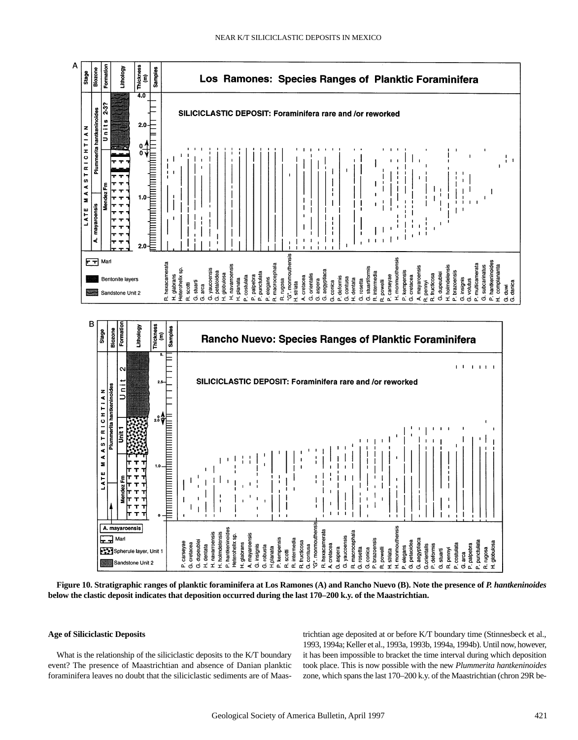**Figure 10. Stratigraphic ranges of planktic foraminifera at Los Ramones (A) and Rancho Nuevo (B). Note the presence of *P. hantkeninoides* below the clastic deposit indicates that deposition occurred during the last 170–200 k.y. of the Maastrichtian.**

### Age of Siliciclastic Deposits

What is the relationship of the siliciclastic deposits to the K/T boundary event? The presence of Maastrichtian and absence of Danian planktic foraminifera leaves no doubt that the siliciclastic sediments are of Maastrichtian age deposited at or before K/T boundary time (Stinnesbeck et al., 1993, 1994a; Keller et al., 1993a, 1993b, 1994a, 1994b). Until now, however, it has been impossible to bracket the time interval during which deposition took place. This is now possible with the new *Plummerita hantkeninoides* zone, which spans the last 170–200 k.y. of the Maastrichtian (chron 29R be-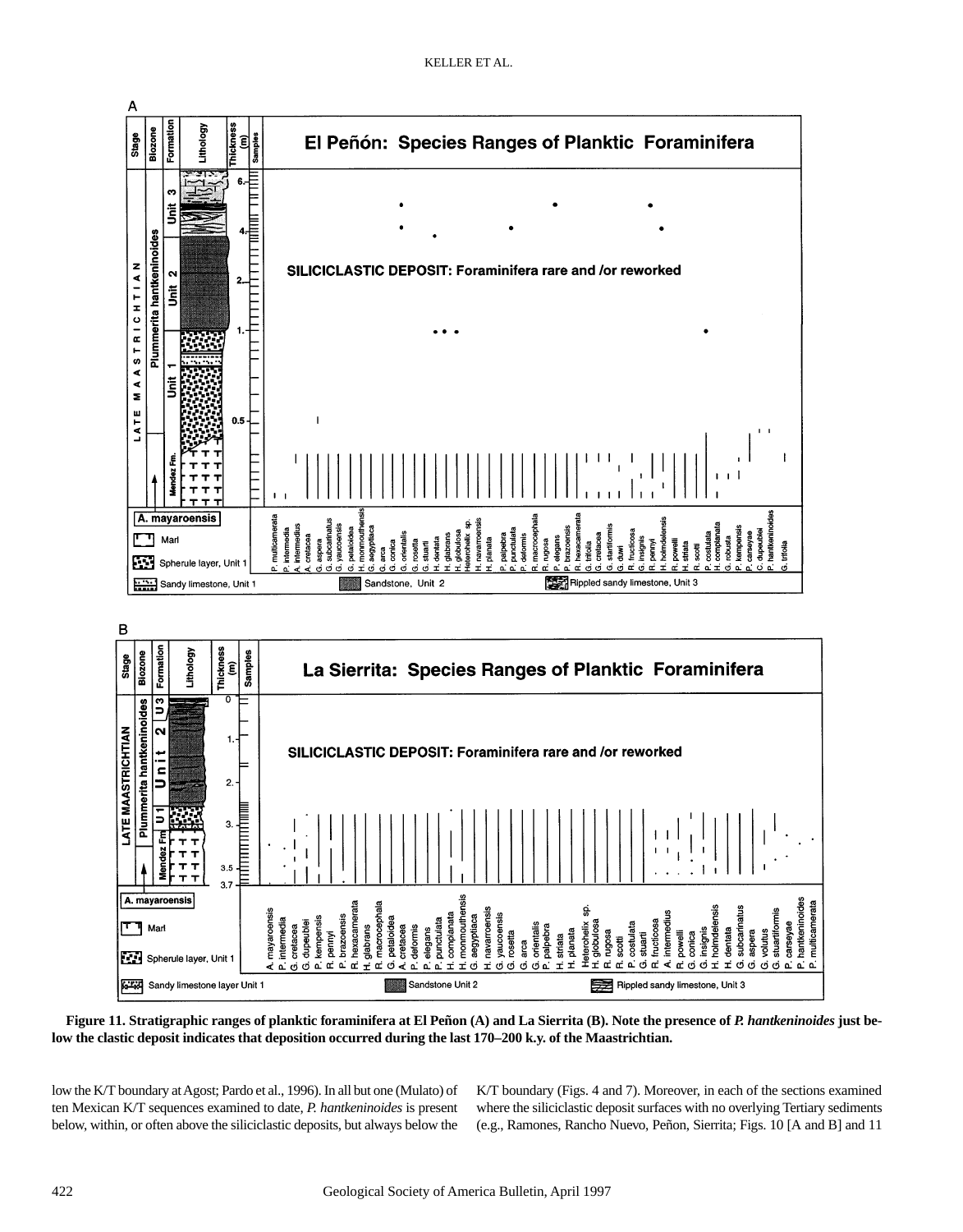**Figure 11. Stratigraphic ranges of planktic foraminifera at El Peñon (A) and La Sierrita (B). Note the presence of *P. hantkeninoides* just below the clastic deposit indicates that deposition occurred during the last 170–200 k.y. of the Maastrichtian.**

low the K/T boundary at Agost; Pardo et al., 1996). In all but one (Mulato) of ten Mexican K/T sequences examined to date, *P. hantkeninoides* is present below, within, or often above the siliciclastic deposits, but always below the K/T boundary (Figs. 4 and 7). Moreover, in each of the sections examined where the siliciclastic deposit surfaces with no overlying Tertiary sediments (e.g., Ramones, Rancho Nuevo, Peñon, Sierrita; Figs. 10 [A and B] and 11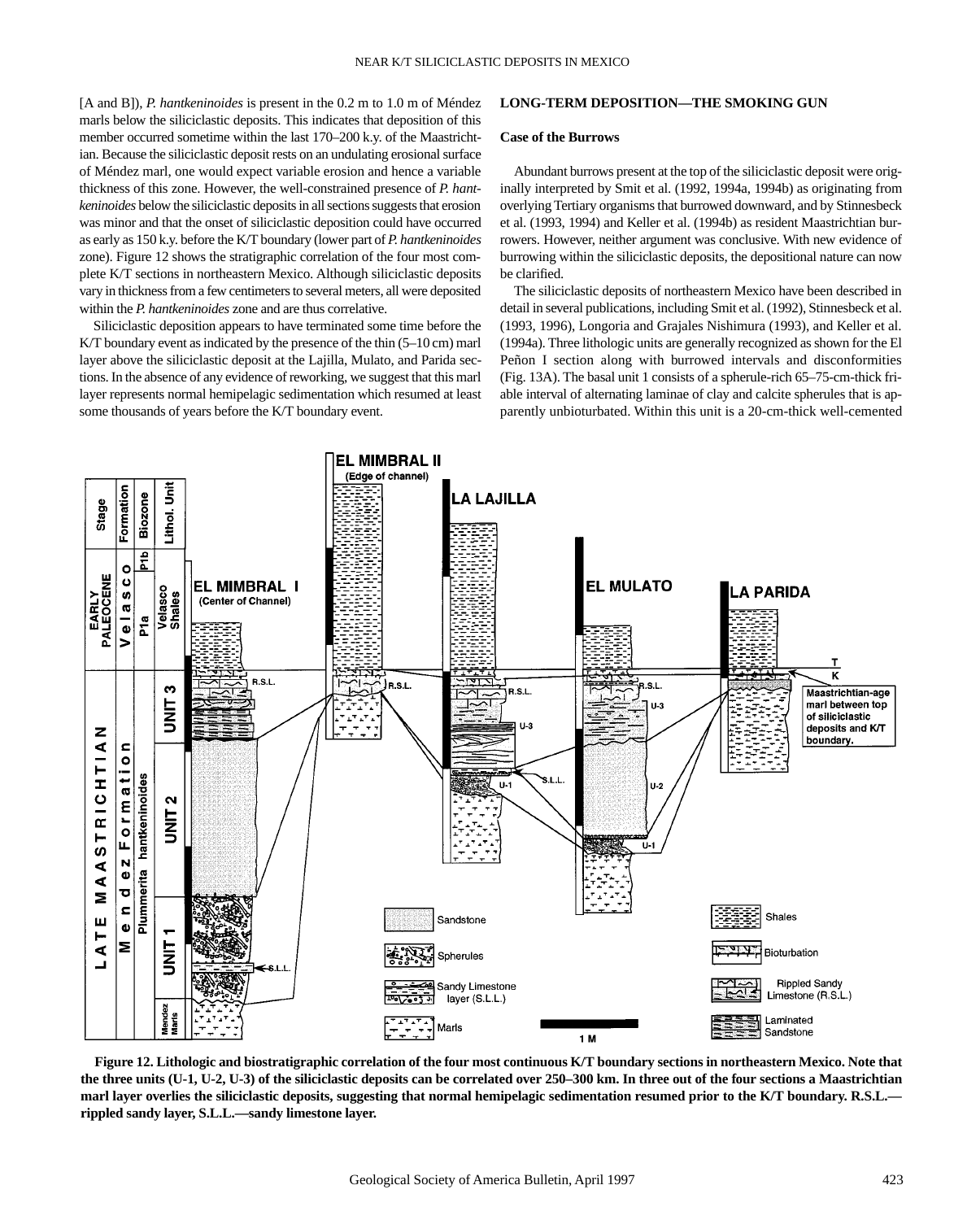[A and B]), *P. hantkeninoides* is present in the 0.2 m to 1.0 m of Méndez marls below the siliciclastic deposits. This indicates that deposition of this member occurred sometime within the last 170–200 k.y. of the Maastrichtian. Because the siliciclastic deposit rests on an undulating erosional surface of Méndez marl, one would expect variable erosion and hence a variable thickness of this zone. However, the well-constrained presence of *P. hantkeninoides* below the siliciclastic deposits in all sections suggests that erosion was minor and that the onset of siliciclastic deposition could have occurred as early as 150 k.y. before the K/T boundary (lower part of *P. hantkeninoides* zone). Figure 12 shows the stratigraphic correlation of the four most complete K/T sections in northeastern Mexico. Although siliciclastic deposits vary in thickness from a few centimeters to several meters, all were deposited within the *P. hantkeninoides* zone and are thus correlative.

Siliciclastic deposition appears to have terminated some time before the K/T boundary event as indicated by the presence of the thin (5–10 cm) marl layer above the siliciclastic deposit at the Lajilla, Mulato, and Parida sections. In the absence of any evidence of reworking, we suggest that this marl layer represents normal hemipelagic sedimentation which resumed at least some thousands of years before the K/T boundary event.

## LONG-TERM DEPOSITION—THE SMOKING GUN

### Case of the Burrows

Abundant burrows present at the top of the siliciclastic deposit were originally interpreted by Smit et al. (1992, 1994a, 1994b) as originating from overlying Tertiary organisms that burrowed downward, and by Stinnesbeck et al. (1993, 1994) and Keller et al. (1994b) as resident Maastrichtian burrowers. However, neither argument was conclusive. With new evidence of burrowing within the siliciclastic deposits, the depositional nature can now be clarified.

The siliciclastic deposits of northeastern Mexico have been described in detail in several publications, including Smit et al. (1992), Stinnesbeck et al. (1993, 1996), Longoria and Grajales Nishimura (1993), and Keller et al. (1994a). Three lithologic units are generally recognized as shown for the El Peñon I section along with burrowed intervals and disconformities (Fig. 13A). The basal unit 1 consists of a spherule-rich 65–75-cm-thick friable interval of alternating laminae of clay and calcite spherules that is apparently unbioturbated. Within this unit is a 20-cm-thick well-cemented

**Figure 12. Lithologic and biostratigraphic correlation of the four most continuous K/T boundary sections in northeastern Mexico. Note that the three units (U-1, U-2, U-3) of the siliciclastic deposits can be correlated over 250–300 km. In three out of the four sections a Maastrichtian marl layer overlies the siliciclastic deposits, suggesting that normal hemipelagic sedimentation resumed prior to the K/T boundary. R.S.L.—rippled sandy layer, S.L.L.—sandy limestone layer.**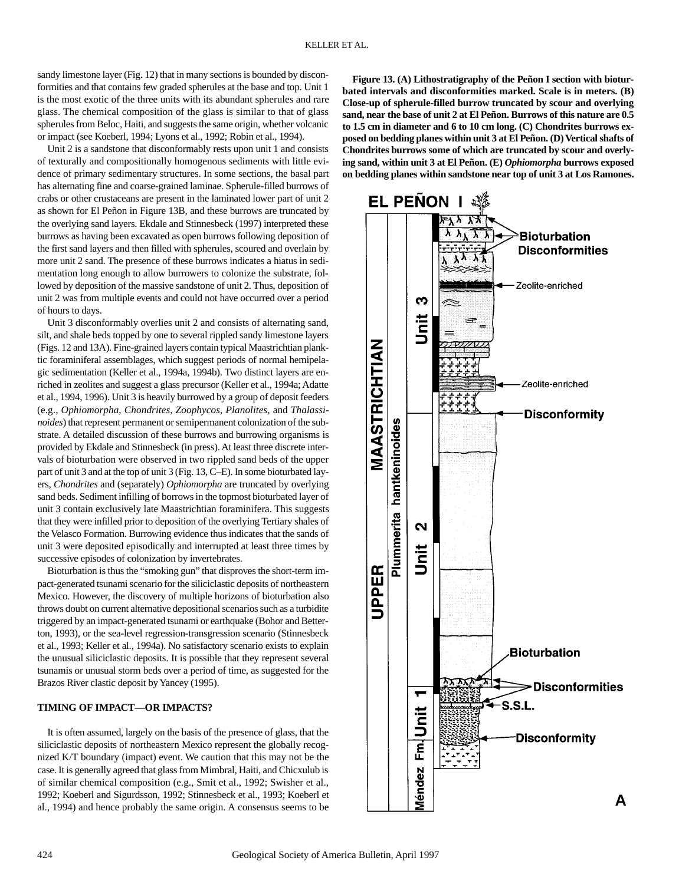sandy limestone layer (Fig. 12) that in many sections is bounded by disconformities and that contains few graded spherules at the base and top. Unit 1 is the most exotic of the three units with its abundant spherules and rare glass. The chemical composition of the glass is similar to that of glass spherules from Beloc, Haiti, and suggests the same origin, whether volcanic or impact (see Koeberl, 1994; Lyons et al., 1992; Robin et al., 1994).

Unit 2 is a sandstone that disconformably rests upon unit 1 and consists of texturally and compositionally homogenous sediments with little evidence of primary sedimentary structures. In some sections, the basal part has alternating fine and coarse-grained laminae. Spherule-filled burrows of crabs or other crustaceans are present in the laminated lower part of unit 2 as shown for El Peñon in Figure 13B, and these burrows are truncated by the overlying sand layers. Ekdale and Stinnesbeck (1997) interpreted these burrows as having been excavated as open burrows following deposition of the first sand layers and then filled with spherules, scoured and overlain by more unit 2 sand. The presence of these burrows indicates a hiatus in sedimentation long enough to allow burrowers to colonize the substrate, followed by deposition of the massive sandstone of unit 2. Thus, deposition of unit 2 was from multiple events and could not have occurred over a period of hours to days.

Unit 3 disconformably overlies unit 2 and consists of alternating sand, silt, and shale beds topped by one to several rippled sandy limestone layers (Figs. 12 and 13A). Fine-grained layers contain typical Maastrichtian planktic foraminiferal assemblages, which suggest periods of normal hemipelagic sedimentation (Keller et al., 1994a, 1994b). Two distinct layers are enriched in zeolites and suggest a glass precursor (Keller et al., 1994a; Adatte et al., 1994, 1996). Unit 3 is heavily burrowed by a group of deposit feeders (e.g., *Ophiomorpha*, *Chondrites*, *Zoophycos*, *Planolites*, and *Thalassinoides*) that represent permanent or semipermanent colonization of the substrate. A detailed discussion of these burrows and burrowing organisms is provided by Ekdale and Stinnesbeck (in press). At least three discrete intervals of bioturbation were observed in two rippled sand beds of the upper part of unit 3 and at the top of unit 3 (Fig. 13, C–E). In some bioturbated layers, *Chondrites* and (separately) *Ophiomorpha* are truncated by overlying sand beds. Sediment infilling of borrows in the topmost bioturbated layer of unit 3 contain exclusively late Maastrichtian foraminifera. This suggests that they were infilled prior to deposition of the overlying Tertiary shales of the Velasco Formation. Burrowing evidence thus indicates that the sands of unit 3 were deposited episodically and interrupted at least three times by successive episodes of colonization by invertebrates.

Bioturbation is thus the "smoking gun" that disproves the short-term impact-generated tsunami scenario for the siliciclastic deposits of northeastern Mexico. However, the discovery of multiple horizons of bioturbation also throws doubt on current alternative depositional scenarios such as a turbidite triggered by an impact-generated tsunami or earthquake (Bohor and Betterton, 1993), or the sea-level regression-transgression scenario (Stinnesbeck et al., 1993; Keller et al., 1994a). No satisfactory scenario exists to explain the unusual siliciclastic deposits. It is possible that they represent several tsunamis or unusual storm beds over a period of time, as suggested for the Brazos River clastic deposit by Yancey (1995).

## TIMING OF IMPACT—OR IMPACTS?

It is often assumed, largely on the basis of the presence of glass, that the siliciclastic deposits of northeastern Mexico represent the globally recognized K/T boundary (impact) event. We caution that this may not be the case. It is generally agreed that glass from Mimbral, Haiti, and Chicxulub is of similar chemical composition (e.g., Smit et al., 1992; Swisher et al., 1992; Koeberl and Sigurdsson, 1992; Stinnesbeck et al., 1993; Koeberl et al., 1994) and hence probably the same origin. A consensus seems to be

**Figure 13. (A) Lithostratigraphy of the Peñon I section with bioturbated intervals and disconformities marked. Scale is in meters. (B) Close-up of spherule-filled burrow truncated by scour and overlying sand, near the base of unit 2 at El Peñon. Burrows of this nature are 0.5 to 1.5 cm in diameter and 6 to 10 cm long. (C) Chondrites burrows exposed on bedding planes within unit 3 at El Peñon. (D) Vertical shafts of Chondrites burrows some of which are truncated by scour and overlying sand, within unit 3 at El Peñon. (E) *Ophiomorpha* burrows exposed on bedding planes within sandstone near top of unit 3 at Los Ramones.**

EL PEÑON I — UPPER MAASTRICHTIAN — Plummerita hantkeninoides — Unit 3, Unit 2, Unit 1, Méndez Fm. — Bioturbation, Disconformities, Zeolite-enriched, Zeolite-enriched, Disconformity, Bioturbation, Disconformities, S.S.L., Disconformity — A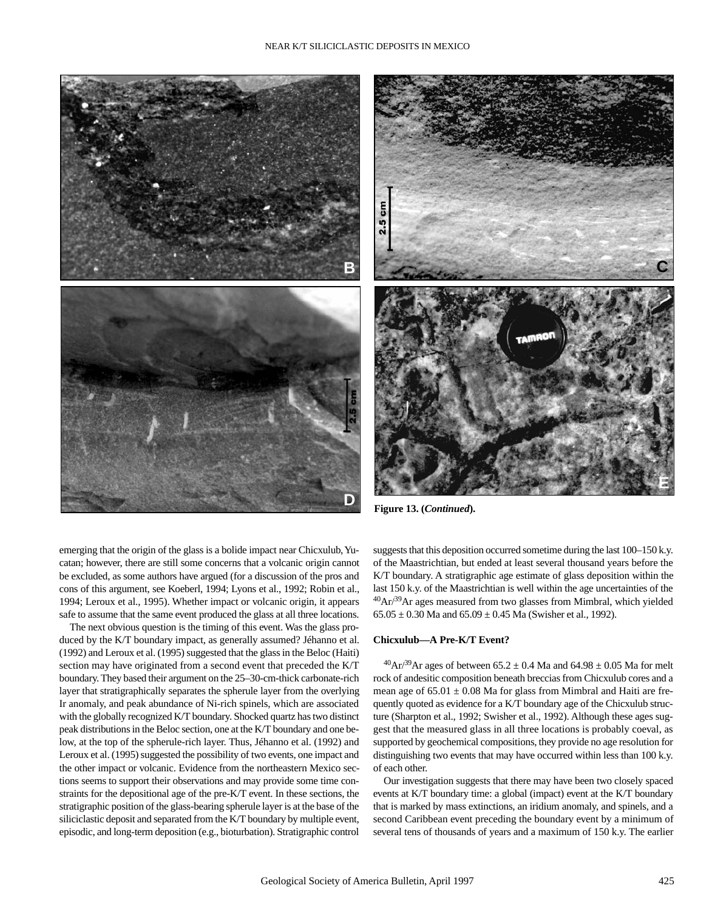Figure 13. (*Continued*).

emerging that the origin of the glass is a bolide impact near Chicxulub, Yucatan; however, there are still some concerns that a volcanic origin cannot be excluded, as some authors have argued (for a discussion of the pros and cons of this argument, see Koeberl, 1994; Lyons et al., 1992; Robin et al., 1994; Leroux et al., 1995). Whether impact or volcanic origin, it appears safe to assume that the same event produced the glass at all three locations.

The next obvious question is the timing of this event. Was the glass produced by the K/T boundary impact, as generally assumed? Jéhanno et al. (1992) and Leroux et al. (1995) suggested that the glass in the Beloc (Haiti) section may have originated from a second event that preceded the K/T boundary. They based their argument on the 25–30-cm-thick carbonate-rich layer that stratigraphically separates the spherule layer from the overlying Ir anomaly, and peak abundance of Ni-rich spinels, which are associated with the globally recognized K/T boundary. Shocked quartz has two distinct peak distributions in the Beloc section, one at the K/T boundary and one below, at the top of the spherule-rich layer. Thus, Jéhanno et al. (1992) and Leroux et al. (1995) suggested the possibility of two events, one impact and the other impact or volcanic. Evidence from the northeastern Mexico sections seems to support their observations and may provide some time constraints for the depositional age of the pre-K/T event. In these sections, the stratigraphic position of the glass-bearing spherule layer is at the base of the siliciclastic deposit and separated from the K/T boundary by multiple event, episodic, and long-term deposition (e.g., bioturbation). Stratigraphic control suggests that this deposition occurred sometime during the last 100–150 k.y. of the Maastrichtian, but ended at least several thousand years before the K/T boundary. A stratigraphic age estimate of glass deposition within the last 150 k.y. of the Maastrichtian is well within the age uncertainties of the $^{40}Ar/^{39}Ar$ ages measured from two glasses from Mimbral, which yielded $65.05 \pm 0.30$ Ma and $65.09 \pm 0.45$ Ma (Swisher et al., 1992).

### Chicxulub—A Pre-K/T Event?

$^{40}Ar/^{39}Ar$ ages of between $65.2 \pm 0.4$ Ma and $64.98 \pm 0.05$ Ma for melt rock of andesitic composition beneath breccias from Chicxulub cores and a mean age of $65.01 \pm 0.08$ Ma for glass from Mimbral and Haiti are frequently quoted as evidence for a K/T boundary age of the Chicxulub structure (Sharpton et al., 1992; Swisher et al., 1992). Although these ages suggest that the measured glass in all three locations is probably coeval, as supported by geochemical compositions, they provide no age resolution for distinguishing two events that may have occurred within less than 100 k.y. of each other.

Our investigation suggests that there may have been two closely spaced events at K/T boundary time: a global (impact) event at the K/T boundary that is marked by mass extinctions, an iridium anomaly, and spinels, and a second Caribbean event preceding the boundary event by a minimum of several tens of thousands of years and a maximum of 150 k.y. The earlier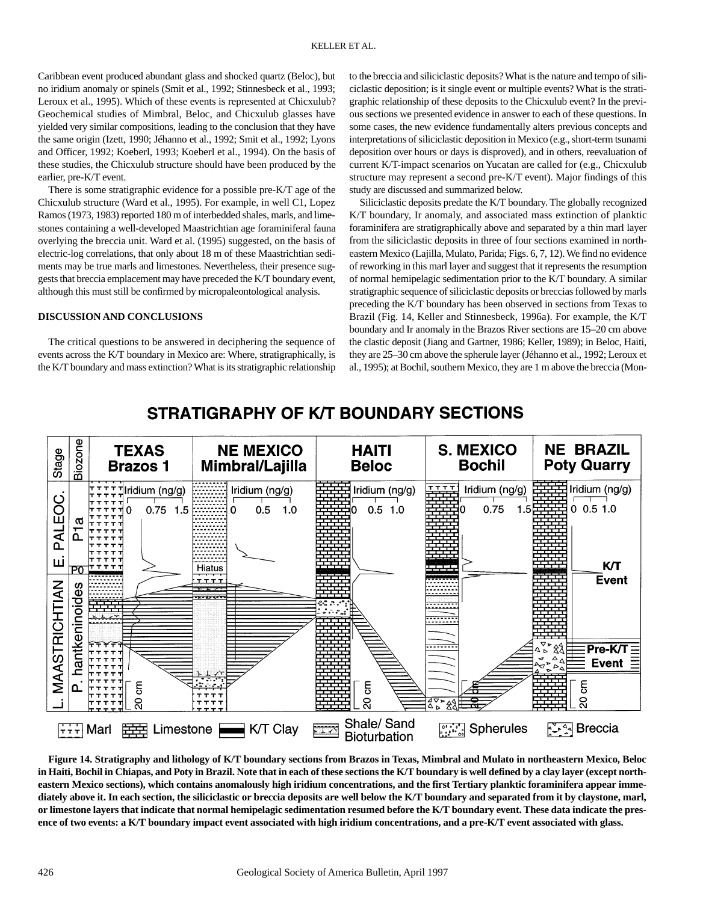Caribbean event produced abundant glass and shocked quartz (Beloc), but no iridium anomaly or spinels (Smit et al., 1992; Stinnesbeck et al., 1993; Leroux et al., 1995). Which of these events is represented at Chicxulub? Geochemical studies of Mimbral, Beloc, and Chicxulub glasses have yielded very similar compositions, leading to the conclusion that they have the same origin (Izett, 1990; Jéhanno et al., 1992; Smit et al., 1992; Lyons and Officer, 1992; Koeberl, 1993; Koeberl et al., 1994). On the basis of these studies, the Chicxulub structure should have been produced by the earlier, pre-K/T event.

There is some stratigraphic evidence for a possible pre-K/T age of the Chicxulub structure (Ward et al., 1995). For example, in well C1, Lopez Ramos (1973, 1983) reported 180 m of interbedded shales, marls, and limestones containing a well-developed Maastrichtian age foraminiferal fauna overlying the breccia unit. Ward et al. (1995) suggested, on the basis of electric-log correlations, that only about 18 m of these Maastrichtian sediments may be true marls and limestones. Nevertheless, their presence suggests that breccia emplacement may have preceded the K/T boundary event, although this must still be confirmed by micropaleontological analysis.

## DISCUSSION AND CONCLUSIONS

The critical questions to be answered in deciphering the sequence of events across the K/T boundary in Mexico are: Where, stratigraphically, is the K/T boundary and mass extinction? What is its stratigraphic relationship to the breccia and siliciclastic deposits? What is the nature and tempo of siliciclastic deposition; is it single event or multiple events? What is the stratigraphic relationship of these deposits to the Chicxulub event? In the previous sections we presented evidence in answer to each of these questions. In some cases, the new evidence fundamentally alters previous concepts and interpretations of siliciclastic deposition in Mexico (e.g., short-term tsunami deposition over hours or days is disproved), and in others, reevaluation of current K/T-impact scenarios on Yucatan are called for (e.g., Chicxulub structure may represent a second pre-K/T event). Major findings of this study are discussed and summarized below.

Siliciclastic deposits predate the K/T boundary. The globally recognized K/T boundary, Ir anomaly, and associated mass extinction of planktic foraminifera are stratigraphically above and separated by a thin marl layer from the siliciclastic deposits in three of four sections examined in northeastern Mexico (Lajilla, Mulato, Parida; Figs. 6, 7, 12). We find no evidence of reworking in this marl layer and suggest that it represents the resumption of normal hemipelagic sedimentation prior to the K/T boundary. A similar stratigraphic sequence of siliciclastic deposits or breccias followed by marls preceding the K/T boundary has been observed in sections from Texas to Brazil (Fig. 14, Keller and Stinnesbeck, 1996a). For example, the K/T boundary and Ir anomaly in the Brazos River sections are 15–20 cm above the clastic deposit (Jiang and Gartner, 1986; Keller, 1989); in Beloc, Haiti, they are 25–30 cm above the spherule layer (Jéhanno et al., 1992; Leroux et al., 1995); at Bochil, southern Mexico, they are 1 m above the breccia (Mon-

STRATIGRAPHY OF K/T BOUNDARY SECTIONS

Stage | Biozone | TEXAS Brazos 1 | NE MEXICO Mimbral/Lajilla | HAITI Beloc | S. MEXICO Bochil | NE BRAZIL Poty Quarry

L. MAASTRICHTIAN | E. PALEOC.

P. hantkeninoides | P0 | P1a

Iridium (ng/g) 0 0.75 1.5

Iridium (ng/g) 0 0.5 1.0

Iridium (ng/g) 0 0.5 1.0

Iridium (ng/g) 0 0.75 1.5

Iridium (ng/g) 0 0.5 1.0

Hiatus

K/T Event

Pre-K/T Event

20 cm

Marl | Limestone | K/T Clay | Shale/ Sand Bioturbation | Spherules | Breccia

**Figure 14. Stratigraphy and lithology of K/T boundary sections from Brazos in Texas, Mimbral and Mulato in northeastern Mexico, Beloc in Haiti, Bochil in Chiapas, and Poty in Brazil. Note that in each of these sections the K/T boundary is well defined by a clay layer (except northeastern Mexico sections), which contains anomalously high iridium concentrations, and the first Tertiary planktic foraminifera appear immediately above it. In each section, the siliciclastic or breccia deposits are well below the K/T boundary and separated from it by claystone, marl, or limestone layers that indicate that normal hemipelagic sedimentation resumed before the K/T boundary event. These data indicate the presence of two events: a K/T boundary impact event associated with high iridium concentrations, and a pre-K/T event associated with glass.**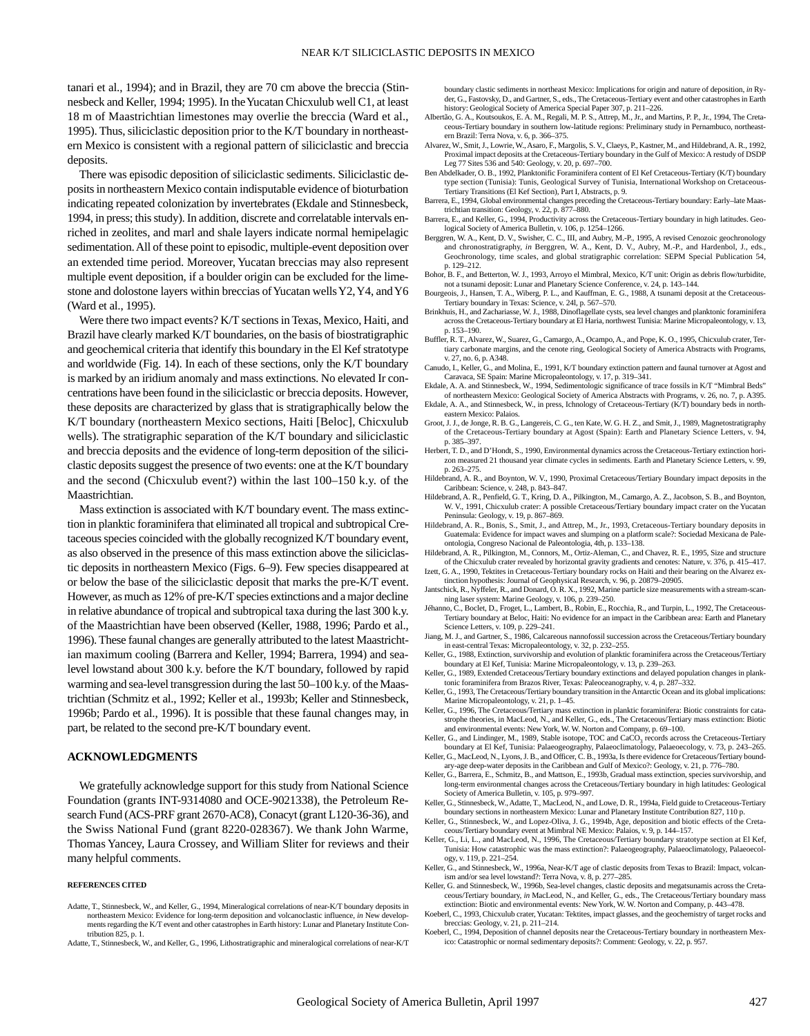tanari et al., 1994); and in Brazil, they are 70 cm above the breccia (Stinnesbeck and Keller, 1994; 1995). In the Yucatan Chicxulub well C1, at least 18 m of Maastrichtian limestones may overlie the breccia (Ward et al., 1995). Thus, siliciclastic deposition prior to the K/T boundary in northeastern Mexico is consistent with a regional pattern of siliciclastic and breccia deposits.

There was episodic deposition of siliciclastic sediments. Siliciclastic deposits in northeastern Mexico contain indisputable evidence of bioturbation indicating repeated colonization by invertebrates (Ekdale and Stinnesbeck, 1994, in press; this study). In addition, discrete and correlatable intervals enriched in zeolites, and marl and shale layers indicate normal hemipelagic sedimentation. All of these point to episodic, multiple-event deposition over an extended time period. Moreover, Yucatan breccias may also represent multiple event deposition, if a boulder origin can be excluded for the limestone and dolostone layers within breccias of Yucatan wells Y2, Y4, and Y6 (Ward et al., 1995).

Were there two impact events? K/T sections in Texas, Mexico, Haiti, and Brazil have clearly marked K/T boundaries, on the basis of biostratigraphic and geochemical criteria that identify this boundary in the El Kef stratotype and worldwide (Fig. 14). In each of these sections, only the K/T boundary is marked by an iridium anomaly and mass extinctions. No elevated Ir concentrations have been found in the siliciclastic or breccia deposits. However, these deposits are characterized by glass that is stratigraphically below the K/T boundary (northeastern Mexico sections, Haiti [Beloc], Chicxulub wells). The stratigraphic separation of the K/T boundary and siliciclastic and breccia deposits and the evidence of long-term deposition of the siliciclastic deposits suggest the presence of two events: one at the K/T boundary and the second (Chicxulub event?) within the last 100–150 k.y. of the Maastrichtian.

Mass extinction is associated with K/T boundary event. The mass extinction in planktic foraminifera that eliminated all tropical and subtropical Cretaceous species coincided with the globally recognized K/T boundary event, as also observed in the presence of this mass extinction above the siliciclastic deposits in northeastern Mexico (Figs. 6–9). Few species disappeared at or below the base of the siliciclastic deposit that marks the pre-K/T event. However, as much as 12% of pre-K/T species extinctions and a major decline in relative abundance of tropical and subtropical taxa during the last 300 k.y. of the Maastrichtian have been observed (Keller, 1988, 1996; Pardo et al., 1996). These faunal changes are generally attributed to the latest Maastrichtian maximum cooling (Barrera and Keller, 1994; Barrera, 1994) and sea-level lowstand about 300 k.y. before the K/T boundary, followed by rapid warming and sea-level transgression during the last 50–100 k.y. of the Maastrichtian (Schmitz et al., 1992; Keller et al., 1993b; Keller and Stinnesbeck, 1996b; Pardo et al., 1996). It is possible that these faunal changes may, in part, be related to the second pre-K/T boundary event.

## ACKNOWLEDGMENTS

We gratefully acknowledge support for this study from National Science Foundation (grants INT-9314080 and OCE-9021338), the Petroleum Research Fund (ACS-PRF grant 2670-AC8), Conacyt (grant L120-36-36), and the Swiss National Fund (grant 8220-028367). We thank John Warme, Thomas Yancey, Laura Crossey, and William Sliter for reviews and their many helpful comments.

## REFERENCES CITED

Adatte, T., Stinnesbeck, W., and Keller, G., 1994, Mineralogical correlations of near-K/T boundary deposits in northeastern Mexico: Evidence for long-term deposition and volcanoclastic influence, *in* New developments regarding the K/T event and other catastrophes in Earth history: Lunar and Planetary Institute Contribution 825, p. 1.

Adatte, T., Stinnesbeck, W., and Keller, G., 1996, Lithostratigraphic and mineralogical correlations of near-K/T boundary clastic sediments in northeast Mexico: Implications for origin and nature of deposition, *in* Ryder, G., Fastovsky, D., and Gartner, S., eds., The Cretaceous-Tertiary event and other catastrophes in Earth history: Geological Society of America Special Paper 307, p. 211–226.

Albertão, G. A., Koutsoukos, E. A. M., Regali, M. P. S., Attrep, M., Jr., and Martins, P. P., Jr., 1994, The Cretaceous-Tertiary boundary in southern low-latitude regions: Preliminary study in Pernambuco, northeastern Brazil: Terra Nova, v. 6, p. 366–375.

Alvarez, W., Smit, J., Lowrie, W., Asaro, F., Margolis, S. V., Claeys, P., Kastner, M., and Hildebrand, A. R., 1992, Proximal impact deposits at the Cretaceous-Tertiary boundary in the Gulf of Mexico: A restudy of DSDP Leg 77 Sites 536 and 540: Geology, v. 20, p. 697–700.

Ben Abdelkader, O. B., 1992, Planktonific Foraminifera content of El Kef Cretaceous-Tertiary (K/T) boundary type section (Tunisia): Tunis, Geological Survey of Tunisia, International Workshop on Cretaceous-Tertiary Transitions (El Kef Section), Part I, Abstracts, p. 9.

Barrera, E., 1994, Global environmental changes preceding the Cretaceous-Tertiary boundary: Early–late Maastrichtian transition: Geology, v. 22, p. 877–880.

Barrera, E., and Keller, G., 1994, Productivity across the Cretaceous-Tertiary boundary in high latitudes. Geological Society of America Bulletin, v. 106, p. 1254–1266.

Berggren, W. A., Kent, D. V., Swisher, C. C., III, and Aubry, M.-P., 1995, A revised Cenozoic geochronology and chronostratigraphy, *in* Berggren, W. A., Kent, D. V., Aubry, M.-P., and Hardenbol, J., eds., Geochronology, time scales, and global stratigraphic correlation: SEPM Special Publication 54, p. 129–212.

Bohor, B. F., and Betterton, W. J., 1993, Arroyo el Mimbral, Mexico, K/T unit: Origin as debris flow/turbidite, not a tsunami deposit: Lunar and Planetary Science Conference, v. 24, p. 143–144.

Bourgeois, J., Hansen, T. A., Wiberg, P. L., and Kauffman, E. G., 1988, A tsunami deposit at the Cretaceous-Tertiary boundary in Texas: Science, v. 24l, p. 567–570.

Brinkhuis, H., and Zachariasse, W. J., 1988, Dinoflagellate cysts, sea level changes and planktonic foraminifera across the Cretaceous-Tertiary boundary at El Haria, northwest Tunisia: Marine Micropaleontology, v. 13, p. 153–190.

Buffler, R. T., Alvarez, W., Suarez, G., Camargo, A., Ocampo, A., and Pope, K. O., 1995, Chicxulub crater, Tertiary carbonate margins, and the cenote ring, Geological Society of America Abstracts with Programs, v. 27, no. 6, p. A348.

Canudo, I., Keller, G., and Molina, E., 1991, K/T boundary extinction pattern and faunal turnover at Agost and Caravaca, SE Spain: Marine Micropaleontology, v. 17, p. 319–341.

Ekdale, A. A. and Stinnesbeck, W., 1994, Sedimentologic significance of trace fossils in K/T "Mimbral Beds" of northeastern Mexico: Geological Society of America Abstracts with Programs, v. 26, no. 7, p. A395.

Ekdale, A. A., and Stinnesbeck, W., in press, Ichnology of Cretaceous-Tertiary (K/T) boundary beds in northeastern Mexico: Palaios.

Groot, J. J., de Jonge, R. B. G., Langereis, C. G., ten Kate, W. G. H. Z., and Smit, J., 1989, Magnetostratigraphy of the Cretaceous-Tertiary boundary at Agost (Spain): Earth and Planetary Science Letters, v. 94, p. 385–397.

Herbert, T. D., and D'Hondt, S., 1990, Environmental dynamics across the Cretaceous-Tertiary extinction horizon measured 21 thousand year climate cycles in sediments. Earth and Planetary Science Letters, v. 99, p. 263–275.

Hildebrand, A. R., and Boynton, W. V., 1990, Proximal Cretaceous/Tertiary Boundary impact deposits in the Caribbean: Science, v. 248, p. 843–847.

Hildebrand, A. R., Penfield, G. T., Kring, D. A., Pilkington, M., Camargo, A. Z., Jacobson, S. B., and Boynton, W. V., 1991, Chicxulub crater: A possible Cretaceous/Tertiary boundary impact crater on the Yucatan Peninsula: Geology, v. 19, p. 867–869.

Hildebrand, A. R., Bonis, S., Smit, J., and Attrep, M., Jr., 1993, Cretaceous-Tertiary boundary deposits in Guatemala: Evidence for impact waves and slumping on a platform scale?: Sociedad Mexicana de Paleontologia, Congreso Nacional de Paleontologia, 4th, p. 133–138.

Hildebrand, A. R., Pilkington, M., Connors, M., Ortiz-Aleman, C., and Chavez, R. E., 1995, Size and structure of the Chicxulub crater revealed by horizontal gravity gradients and cenotes: Nature, v. 376, p. 415–417.

Izett, G. A., 1990, Tektites in Cretaceous-Tertiary boundary rocks on Haiti and their bearing on the Alvarez extinction hypothesis: Journal of Geophysical Research, v. 96, p. 20879–20905.

Jantschick, R., Nyffeler, R., and Donard, O. R. X., 1992, Marine particle size measurements with a stream-scanning laser system: Marine Geology, v. 106, p. 239–250.

Jéhanno, C., Boclet, D., Froget, L., Lambert, B., Robin, E., Rocchia, R., and Turpin, L., 1992, The Cretaceous-Tertiary boundary at Beloc, Haiti: No evidence for an impact in the Caribbean area: Earth and Planetary Science Letters, v. 109, p. 229–241.

Jiang, M. J., and Gartner, S., 1986, Calcareous nannofossil succession across the Cretaceous/Tertiary boundary in east-central Texas: Micropaleontology, v. 32, p. 232–255.

Keller, G., 1988, Extinction, survivorship and evolution of planktic foraminifera across the Cretaceous/Tertiary boundary at El Kef, Tunisia: Marine Micropaleontology, v. 13, p. 239–263.

Keller, G., 1989, Extended Cretaceous/Tertiary boundary extinctions and delayed population changes in planktonic foraminifera from Brazos River, Texas: Paleoceanography, v. 4, p. 287–332.

Keller, G., 1993, The Cretaceous/Tertiary boundary transition in the Antarctic Ocean and its global implications: Marine Micropaleontology, v. 21, p. 1–45.

Keller, G., 1996, The Cretaceous/Tertiary mass extinction in planktic foraminifera: Biotic constraints for catastrophe theories, in MacLeod, N., and Keller, G., eds., The Cretaceous/Tertiary mass extinction: Biotic and environmental events: New York, W. W. Norton and Company, p. 69–100.

Keller, G., and Lindinger, M., 1989, Stable isotope, TOC and $CaCO_3$ records across the Cretaceous-Tertiary boundary at El Kef, Tunisia: Palaeogeography, Palaeoclimatology, Palaeoecology, v. 73, p. 243–265.

Keller, G., MacLeod, N., Lyons, J. B., and Officer, C. B., 1993a, Is there evidence for Cretaceous/Tertiary boundary-age deep-water deposits in the Caribbean and Gulf of Mexico?: Geology, v. 21, p. 776–780.

Keller, G., Barrera, E., Schmitz, B., and Mattson, E., 1993b, Gradual mass extinction, species survivorship, and long-term environmental changes across the Cretaceous/Tertiary boundary in high latitudes: Geological Society of America Bulletin, v. 105, p. 979–997.

Keller, G., Stinnesbeck, W., Adatte, T., MacLeod, N., and Lowe, D. R., 1994a, Field guide to Cretaceous-Tertiary boundary sections in northeastern Mexico: Lunar and Planetary Institute Contribution 827, 110 p.

Keller, G., Stinnesbeck, W., and Lopez-Oliva, J. G., 1994b, Age, deposition and biotic effects of the Cretaceous/Tertiary boundary event at Mimbral NE Mexico: Palaios, v. 9, p. 144–157.

Keller, G., Li, L., and MacLeod, N., 1996, The Cretaceous/Tertiary boundary stratotype section at El Kef, Tunisia: How catastrophic was the mass extinction?: Palaeogeography, Palaeoclimatology, Palaeoecology, v. 119, p. 221–254.

Keller, G., and Stinnesbeck, W., 1996a, Near-K/T age of clastic deposits from Texas to Brazil: Impact, volcanism and/or sea level lowstand?: Terra Nova, v. 8, p. 277–285.

Keller, G. and Stinnesbeck, W., 1996b, Sea-level changes, clastic deposits and megatsunamis across the Cretaceous/Tertiary boundary, *in* MacLeod, N., and Keller, G., eds., The Cretaceous/Tertiary boundary mass extinction: Biotic and environmental events: New York, W. W. Norton and Company, p. 443–478.

Koeberl, C., 1993, Chicxulub crater, Yucatan: Tektites, impact glasses, and the geochemistry of target rocks and breccias: Geology, v. 21, p. 211–214.

Koeberl, C., 1994, Deposition of channel deposits near the Cretaceous-Tertiary boundary in northeastern Mexico: Catastrophic or normal sedimentary deposits?: Comment: Geology, v. 22, p. 957.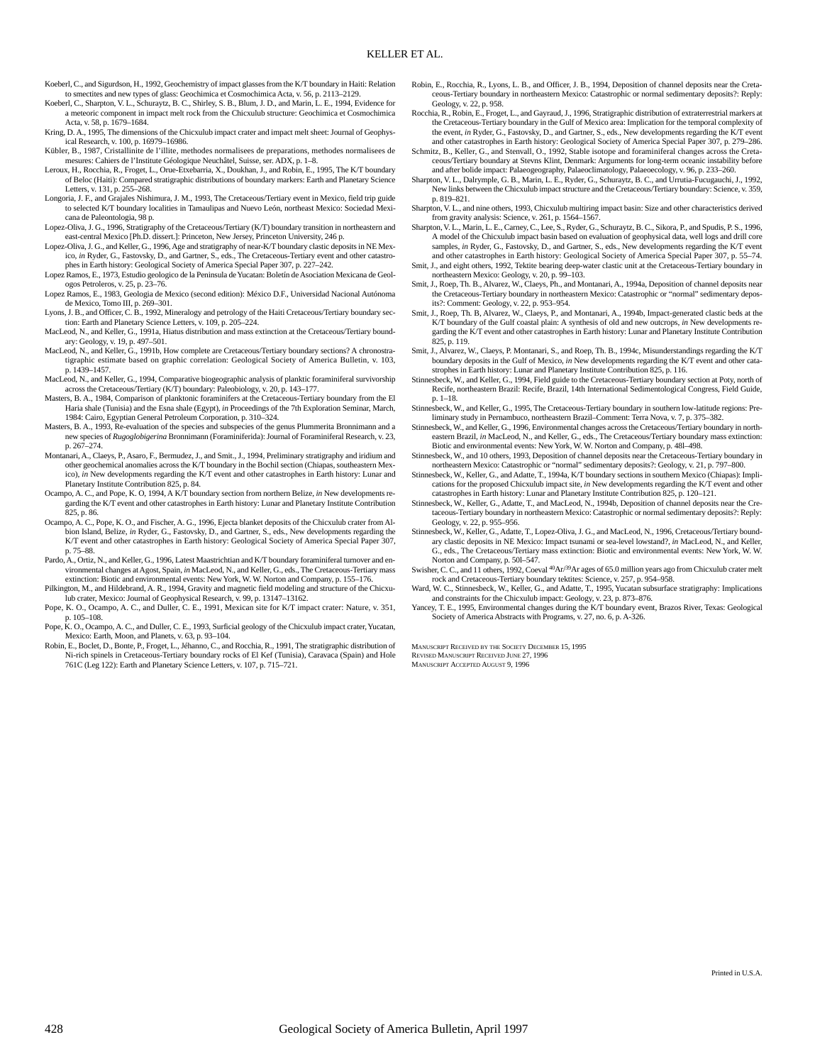Koeberl, C., and Sigurdson, H., 1992, Geochemistry of impact glasses from the K/T boundary in Haiti: Relation to smectites and new types of glass: Geochimica et Cosmochimica Acta, v. 56, p. 2113–2129.

Koeberl, C., Sharpton, V. L., Schuraytz, B. C., Shirley, S. B., Blum, J. D., and Marin, L. E., 1994, Evidence for a meteoric component in impact melt rock from the Chicxulub structure: Geochimica et Cosmochimica Acta, v. 58, p. 1679–1684.

Kring, D. A., 1995, The dimensions of the Chicxulub impact crater and impact melt sheet: Journal of Geophysical Research, v. 100, p. 16979–16986.

Kübler, B., 1987, Cristallinite de l'illite, methodes normalisees de preparations, methodes normalisees de mesures: Cahiers de l'Institute Géologique Neuchâtel, Suisse, ser. ADX, p. 1–8.

Leroux, H., Rocchia, R., Froget, L., Orue-Etxebarria, X., Doukhan, J., and Robin, E., 1995, The K/T boundary of Beloc (Haiti): Compared stratigraphic distributions of boundary markers: Earth and Planetary Science Letters, v. 131, p. 255–268.

Longoria, J. F., and Grajales Nishimura, J. M., 1993, The Cretaceous/Tertiary event in Mexico, field trip guide to selected K/T boundary localities in Tamaulipas and Nuevo León, northeast Mexico: Sociedad Mexicana de Paleontologia, 98 p.

Lopez-Oliva, J. G., 1996, Stratigraphy of the Cretaceous/Tertiary (K/T) boundary transition in northeastern and east-central Mexico [Ph.D. dissert.]: Princeton, New Jersey, Princeton University, 246 p.

Lopez-Oliva, J. G., and Keller, G., 1996, Age and stratigraphy of near-K/T boundary clastic deposits in NE Mexico, *in* Ryder, G., Fastovsky, D., and Gartner, S., eds., The Cretaceous-Tertiary event and other catastrophes in Earth history: Geological Society of America Special Paper 307, p. 227–242.

Lopez Ramos, E., 1973, Estudio geologico de la Peninsula de Yucatan: Boletín de Asociation Mexicana de Geologos Petroleros, v. 25, p. 23–76.

Lopez Ramos, E., 1983, Geologia de Mexico (second edition): México D.F., Universidad Nacional Autónoma de Mexico, Tomo III, p. 269–301.

Lyons, J. B., and Officer, C. B., 1992, Mineralogy and petrology of the Haiti Cretaceous/Tertiary boundary section: Earth and Planetary Science Letters, v. 109, p. 205–224.

MacLeod, N., and Keller, G., 1991a, Hiatus distribution and mass extinction at the Cretaceous/Tertiary boundary: Geology, v. 19, p. 497–501.

MacLeod, N., and Keller, G., 1991b, How complete are Cretaceous/Tertiary boundary sections? A chronostratigraphic estimate based on graphic correlation: Geological Society of America Bulletin, v. 103, p. 1439–1457.

MacLeod, N., and Keller, G., 1994, Comparative biogeographic analysis of planktic foraminiferal survivorship across the Cretaceous/Tertiary (K/T) boundary: Paleobiology, v. 20, p. 143–177.

Masters, B. A., 1984, Comparison of planktonic foraminifers at the Cretaceous-Tertiary boundary from the El Haria shale (Tunisia) and the Esna shale (Egypt), *in* Proceedings of the 7th Exploration Seminar, March, 1984: Cairo, Egyptian General Petroleum Corporation, p. 310–324.

Masters, B. A., 1993, Re-evaluation of the species and subspecies of the genus Plummerita Bronnimann and a new species of *Rugoglobigerina* Bronnimann (Foraminiferida): Journal of Foraminiferal Research, v. 23, p. 267–274.

Montanari, A., Claeys, P., Asaro, F., Bermudez, J., and Smit., J., 1994, Preliminary stratigraphy and iridium and other geochemical anomalies across the K/T boundary in the Bochil section (Chiapas, southeastern Mexico), *in* New developments regarding the K/T event and other catastrophes in Earth history: Lunar and Planetary Institute Contribution 825, p. 84.

Ocampo, A. C., and Pope, K. O, 1994, A K/T boundary section from northern Belize, *in* New developments regarding the K/T event and other catastrophes in Earth history: Lunar and Planetary Institute Contribution 825, p. 86.

Ocampo, A. C., Pope, K. O., and Fischer, A. G., 1996, Ejecta blanket deposits of the Chicxulub crater from Albion Island, Belize, *in* Ryder, G., Fastovsky, D., and Gartner, S., eds., New developments regarding the K/T event and other catastrophes in Earth history: Geological Society of America Special Paper 307, p. 75–88.

Pardo, A., Ortiz, N., and Keller, G., 1996, Latest Maastrichtian and K/T boundary foraminiferal turnover and environmental changes at Agost, Spain, *in* MacLeod, N., and Keller, G., eds., The Cretaceous-Tertiary mass extinction: Biotic and environmental events: New York, W. W. Norton and Company, p. 155–176.

Pilkington, M., and Hildebrand, A. R., 1994, Gravity and magnetic field modeling and structure of the Chicxulub crater, Mexico: Journal of Geophysical Research, v. 99, p. 13147–13162.

Pope, K. O., Ocampo, A. C., and Duller, C. E., 1991, Mexican site for K/T impact crater: Nature, v. 351, p. 105–108.

Pope, K. O., Ocampo, A. C., and Duller, C. E., 1993, Surficial geology of the Chicxulub impact crater, Yucatan, Mexico: Earth, Moon, and Planets, v. 63, p. 93–104.

Robin, E., Boclet, D., Bonte, P., Froget, L., Jéhanno, C., and Rocchia, R., 1991, The stratigraphic distribution of Ni-rich spinels in Cretaceous-Tertiary boundary rocks of El Kef (Tunisia), Caravaca (Spain) and Hole 761C (Leg 122): Earth and Planetary Science Letters, v. 107, p. 715–721.

Robin, E., Rocchia, R., Lyons, L. B., and Officer, J. B., 1994, Deposition of channel deposits near the Cretaceous-Tertiary boundary in northeastern Mexico: Catastrophic or normal sedimentary deposits?: Reply: Geology, v. 22, p. 958.

Rocchia, R., Robin, E., Froget, L., and Gayraud, J., 1996, Stratigraphic distribution of extraterrestrial markers at the Cretaceous-Tertiary boundary in the Gulf of Mexico area: Implication for the temporal complexity of the event, *in* Ryder, G., Fastovsky, D., and Gartner, S., eds., New developments regarding the K/T event and other catastrophes in Earth history: Geological Society of America Special Paper 307, p. 279–286.

Schmitz, B., Keller, G., and Stenvall, O., 1992, Stable isotope and foraminiferal changes across the Cretaceous/Tertiary boundary at Stevns Klint, Denmark: Arguments for long-term oceanic instability before and after bolide impact: Palaeogeography, Palaeoclimatology, Palaeoecology, v. 96, p. 233–260.

Sharpton, V. L., Dalrymple, G. B., Marin, L. E., Ryder, G., Schuraytz, B. C., and Urrutia-Fucugauchi, J., 1992, New links between the Chicxulub impact structure and the Cretaceous/Tertiary boundary: Science, v. 359, p. 819–821.

Sharpton, V. L., and nine others, 1993, Chicxulub multiring impact basin: Size and other characteristics derived from gravity analysis: Science, v. 261, p. 1564–1567.

Sharpton, V. L., Marin, L. E., Carney, C., Lee, S., Ryder, G., Schuraytz, B. C., Sikora, P., and Spudis, P. S., 1996, A model of the Chicxulub impact basin based on evaluation of geophysical data, well logs and drill core samples, *in* Ryder, G., Fastovsky, D., and Gartner, S., eds., New developments regarding the K/T event and other catastrophes in Earth history: Geological Society of America Special Paper 307, p. 55–74.

Smit, J., and eight others, 1992, Tektite bearing deep-water clastic unit at the Cretaceous-Tertiary boundary in northeastern Mexico: Geology, v. 20, p. 99–103.

Smit, J., Roep, Th. B., Alvarez, W., Claeys, Ph., and Montanari, A., 1994a, Deposition of channel deposits near the Cretaceous-Tertiary boundary in northeastern Mexico: Catastrophic or "normal" sedimentary deposits?: Comment: Geology, v. 22, p. 953–954.

Smit, J., Roep, Th. B, Alvarez, W., Claeys, P., and Montanari, A., 1994b, Impact-generated clastic beds at the K/T boundary of the Gulf coastal plain: A synthesis of old and new outcrops, *in* New developments regarding the K/T event and other catastrophes in Earth history: Lunar and Planetary Institute Contribution 825, p. 119.

Smit, J., Alvarez, W., Claeys, P. Montanari, S., and Roep, Th. B., 1994c, Misunderstandings regarding the K/T boundary deposits in the Gulf of Mexico, *in* New developments regarding the K/T event and other catastrophes in Earth history: Lunar and Planetary Institute Contribution 825, p. 116.

Stinnesbeck, W., and Keller, G., 1994, Field guide to the Cretaceous-Tertiary boundary section at Poty, north of Recife, northeastern Brazil: Recife, Brazil, 14th International Sedimentological Congress, Field Guide, p. 1–18.

Stinnesbeck, W., and Keller, G., 1995, The Cretaceous-Tertiary boundary in southern low-latitude regions: Preliminary study in Pernambuco, northeastern Brazil–Comment: Terra Nova, v. 7, p. 375–382.

Stinnesbeck, W., and Keller, G., 1996, Environmental changes across the Cretaceous/Tertiary boundary in northeastern Brazil, *in* MacLeod, N., and Keller, G., eds., The Cretaceous/Tertiary boundary mass extinction: Biotic and environmental events: New York, W. W. Norton and Company, p. 48l–498.

Stinnesbeck, W., and 10 others, 1993, Deposition of channel deposits near the Cretaceous-Tertiary boundary in northeastern Mexico: Catastrophic or "normal" sedimentary deposits?: Geology, v. 21, p. 797–800.

Stinnesbeck, W., Keller, G., and Adatte, T., 1994a, K/T boundary sections in southern Mexico (Chiapas): Implications for the proposed Chicxulub impact site, *in* New developments regarding the K/T event and other catastrophes in Earth history: Lunar and Planetary Institute Contribution 825, p. 120–121.

Stinnesbeck, W., Keller, G., Adatte, T., and MacLeod, N., 1994b, Deposition of channel deposits near the Cretaceous-Tertiary boundary in northeastern Mexico: Catastrophic or normal sedimentary deposits?: Reply: Geology, v. 22, p. 955–956.

Stinnesbeck, W., Keller, G., Adatte, T., Lopez-Oliva, J. G., and MacLeod, N., 1996, Cretaceous/Tertiary boundary clastic deposits in NE Mexico: Impact tsunami or sea-level lowstand?, *in* MacLeod, N., and Keller, G., eds., The Cretaceous/Tertiary mass extinction: Biotic and environmental events: New York, W. W. Norton and Company, p. 50l–547.

Swisher, C. C., and 11 others, 1992, Coeval $^{40}Ar/^{39}Ar$ ages of 65.0 million years ago from Chicxulub crater melt rock and Cretaceous-Tertiary boundary tektites: Science, v. 257, p. 954–958.

Ward, W. C., Stinnesbeck, W., Keller, G., and Adatte, T., 1995, Yucatan subsurface stratigraphy: Implications and constraints for the Chicxulub impact: Geology, v. 23, p. 873–876.

Yancey, T. E., 1995, Environmental changes during the K/T boundary event, Brazos River, Texas: Geological Society of America Abstracts with Programs, v. 27, no. 6, p. A-326.

Manuscript Received by the Society December 15, 1995
Revised Manuscript Received June 27, 1996
Manuscript Accepted August 9, 1996

Printed in U.S.A.